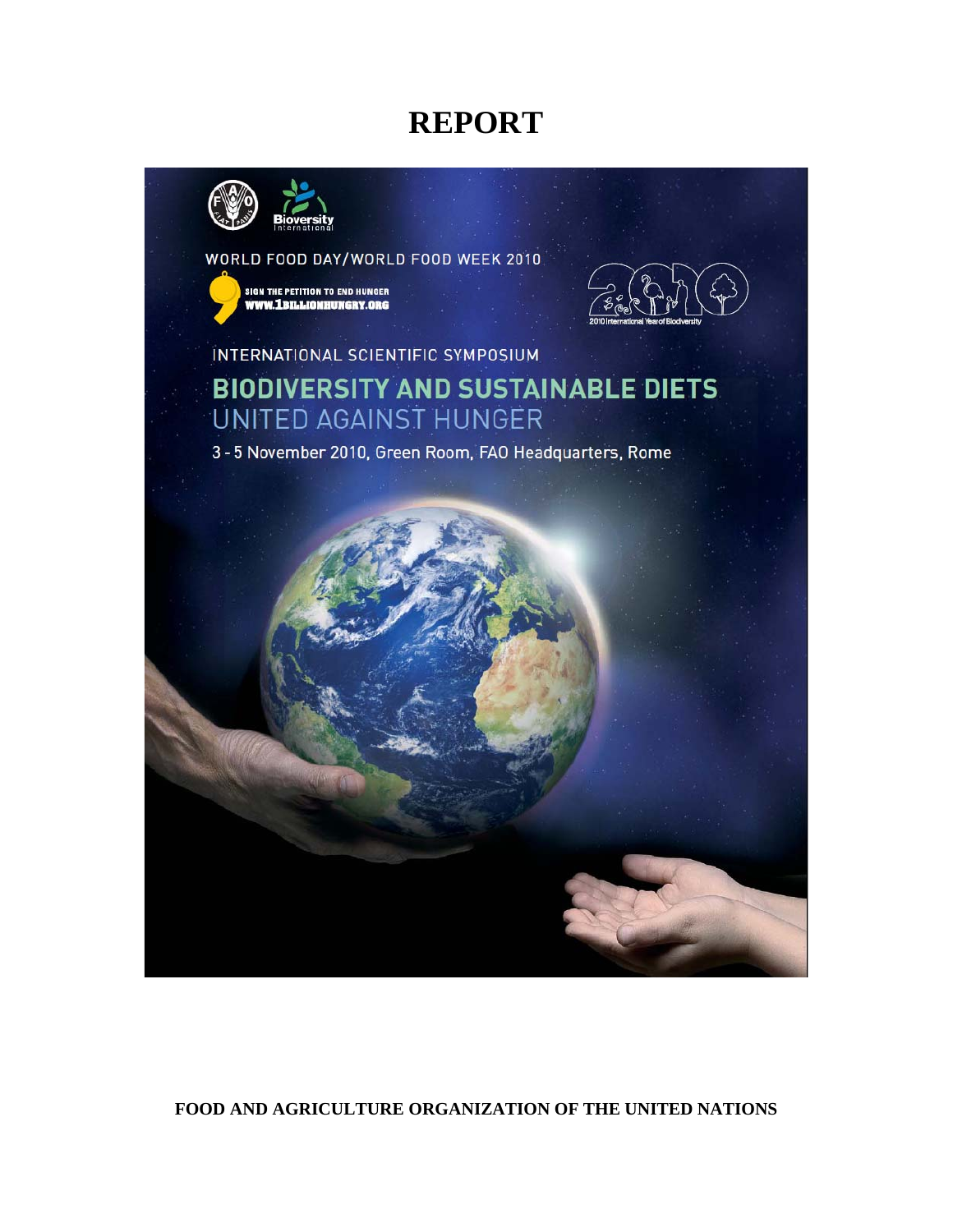# REPORT

WORLD FOOD DAY/WORLD FOOD WEEK 2010

SIGN THE PETITION TO END HUNGER
WWW.1BILLIONHUNGRY.ORG

2010 International Year of Biodiversity

INTERNATIONAL SCIENTIFIC SYMPOSIUM

## BIODIVERSITY AND SUSTAINABLE DIETS UNITED AGAINST HUNGER

3 - 5 November 2010, Green Room, FAO Headquarters, Rome

**FOOD AND AGRICULTURE ORGANIZATION OF THE UNITED NATIONS**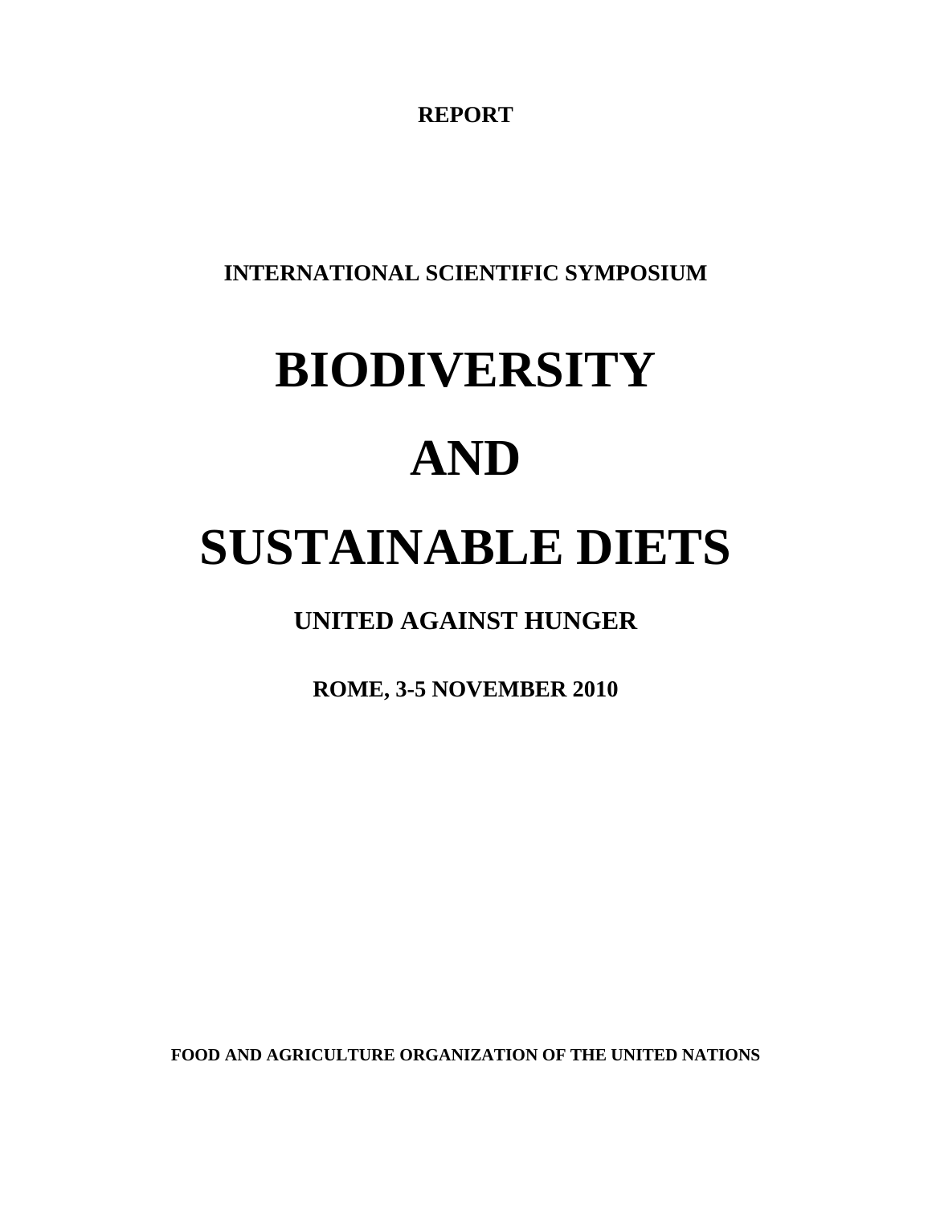**REPORT**

**INTERNATIONAL SCIENTIFIC SYMPOSIUM**

# BIODIVERSITY

# AND

# SUSTAINABLE DIETS

## UNITED AGAINST HUNGER

**ROME, 3-5 NOVEMBER 2010**

**FOOD AND AGRICULTURE ORGANIZATION OF THE UNITED NATIONS**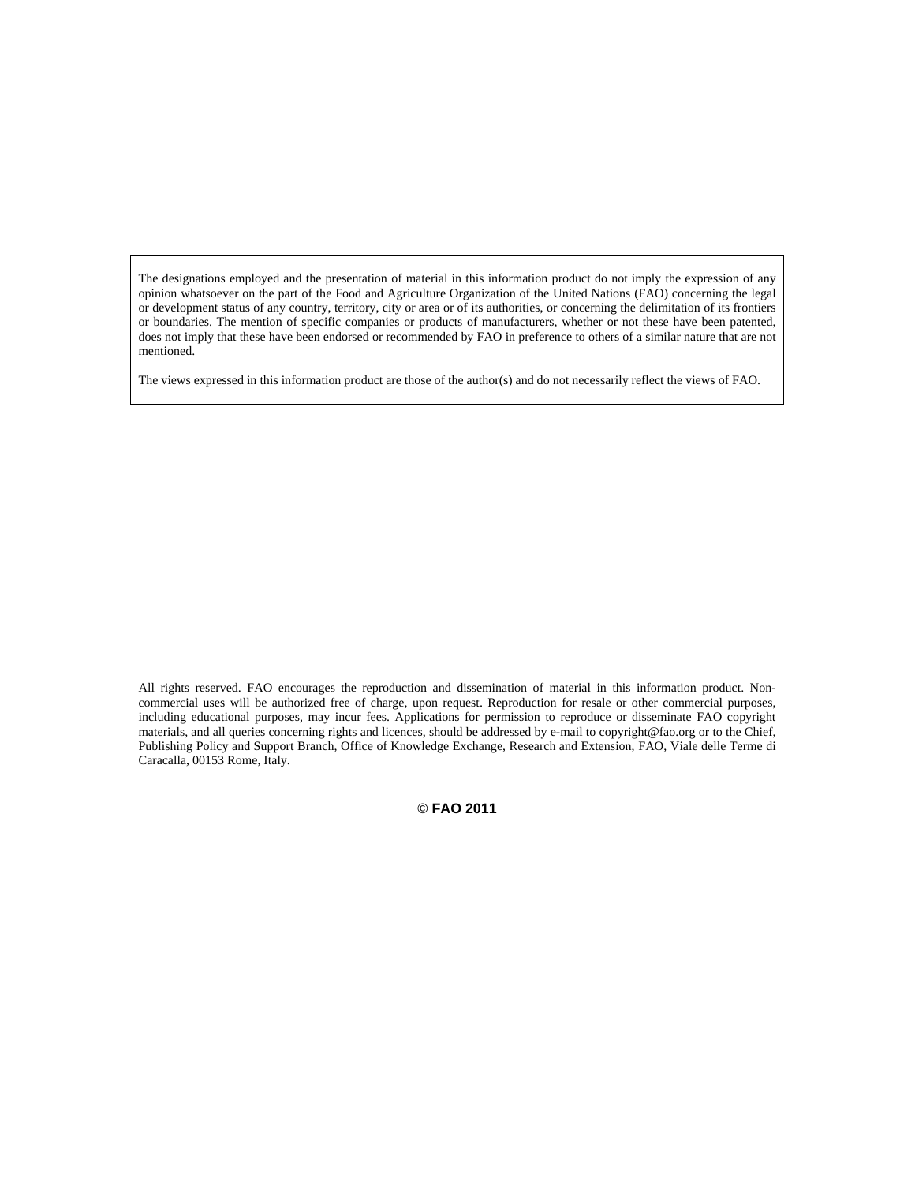The designations employed and the presentation of material in this information product do not imply the expression of any opinion whatsoever on the part of the Food and Agriculture Organization of the United Nations (FAO) concerning the legal or development status of any country, territory, city or area or of its authorities, or concerning the delimitation of its frontiers or boundaries. The mention of specific companies or products of manufacturers, whether or not these have been patented, does not imply that these have been endorsed or recommended by FAO in preference to others of a similar nature that are not mentioned.

The views expressed in this information product are those of the author(s) and do not necessarily reflect the views of FAO.

All rights reserved. FAO encourages the reproduction and dissemination of material in this information product. Non-commercial uses will be authorized free of charge, upon request. Reproduction for resale or other commercial purposes, including educational purposes, may incur fees. Applications for permission to reproduce or disseminate FAO copyright materials, and all queries concerning rights and licences, should be addressed by e-mail to copyright@fao.org or to the Chief, Publishing Policy and Support Branch, Office of Knowledge Exchange, Research and Extension, FAO, Viale delle Terme di Caracalla, 00153 Rome, Italy.

**© FAO 2011**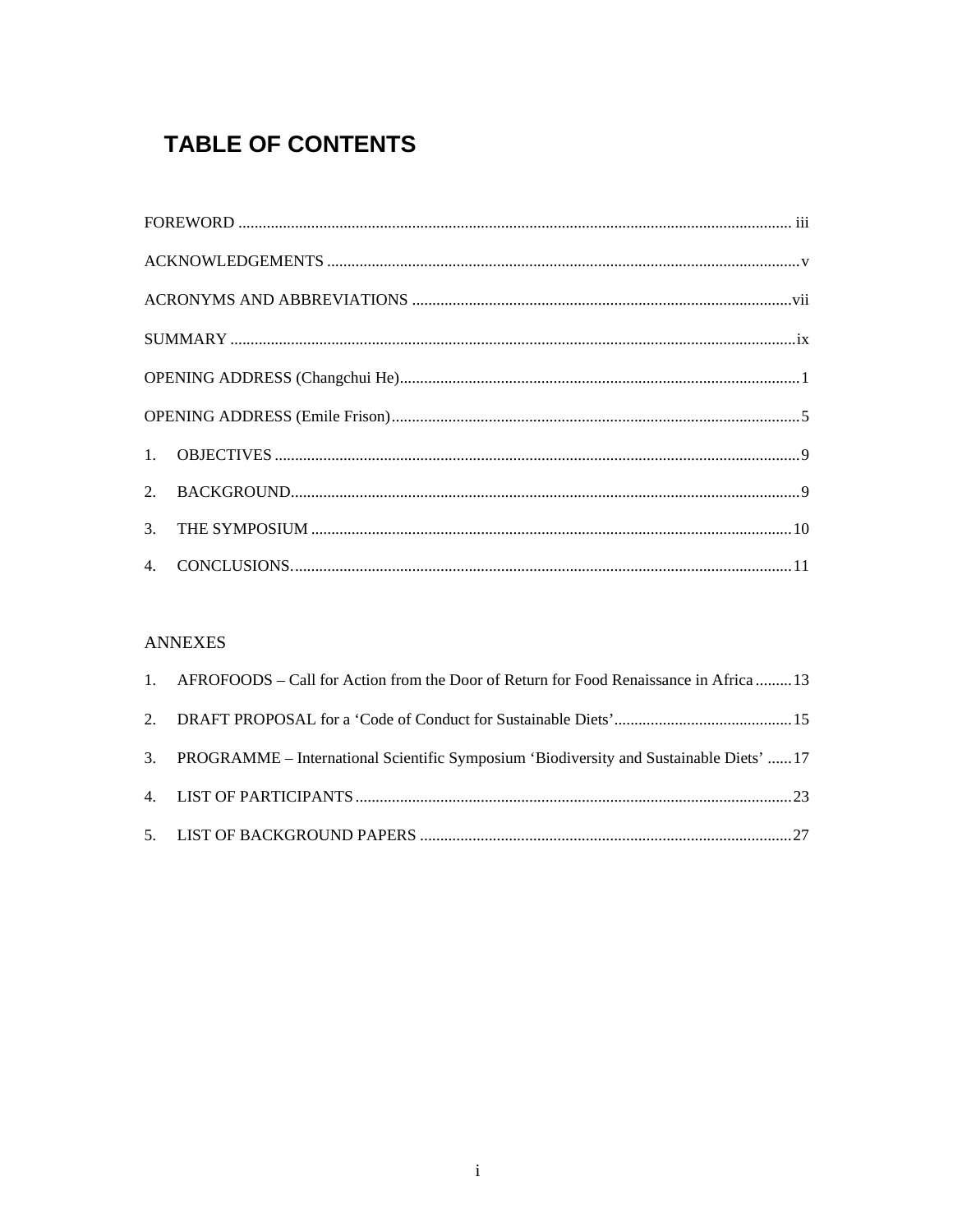# TABLE OF CONTENTS

FOREWORD ........................................................................................................................................ iii

ACKNOWLEDGEMENTS ....................................................................................................................v

ACRONYMS AND ABBREVIATIONS .............................................................................................vii

SUMMARY ...........................................................................................................................................ix

OPENING ADDRESS (Changchui He)..................................................................................................1

OPENING ADDRESS (Emile Frison)....................................................................................................5

1. OBJECTIVES .................................................................................................................................9

2. BACKGROUND.............................................................................................................................9

3. THE SYMPOSIUM ......................................................................................................................10

4. CONCLUSIONS...........................................................................................................................11

ANNEXES

1. AFROFOODS – Call for Action from the Door of Return for Food Renaissance in Africa .........13

2. DRAFT PROPOSAL for a 'Code of Conduct for Sustainable Diets'............................................15

3. PROGRAMME – International Scientific Symposium 'Biodiversity and Sustainable Diets' ......17

4. LIST OF PARTICIPANTS ...........................................................................................................23

5. LIST OF BACKGROUND PAPERS ...........................................................................................27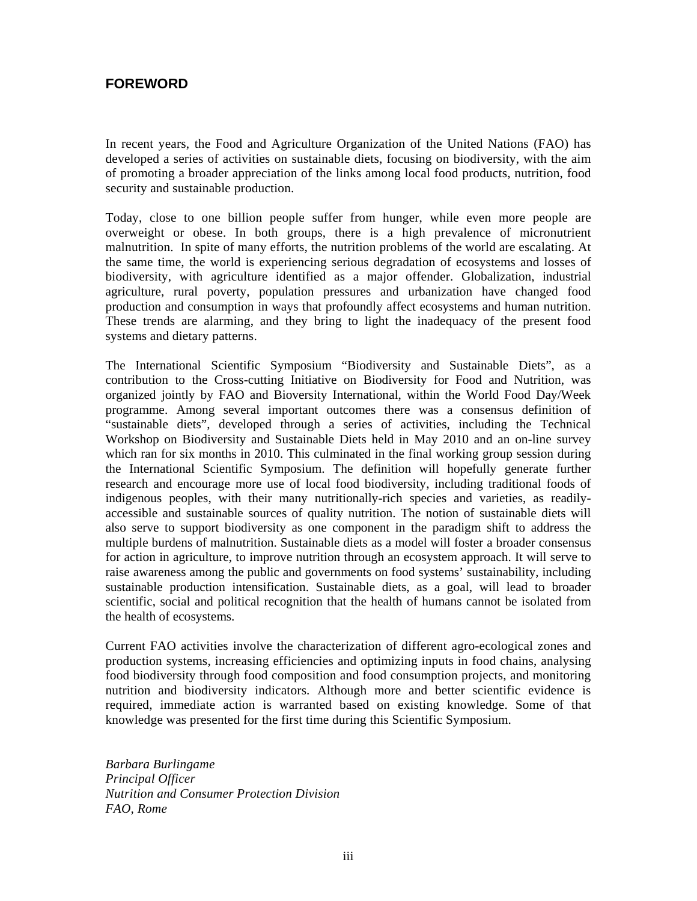# FOREWORD

In recent years, the Food and Agriculture Organization of the United Nations (FAO) has developed a series of activities on sustainable diets, focusing on biodiversity, with the aim of promoting a broader appreciation of the links among local food products, nutrition, food security and sustainable production.

Today, close to one billion people suffer from hunger, while even more people are overweight or obese. In both groups, there is a high prevalence of micronutrient malnutrition. In spite of many efforts, the nutrition problems of the world are escalating. At the same time, the world is experiencing serious degradation of ecosystems and losses of biodiversity, with agriculture identified as a major offender. Globalization, industrial agriculture, rural poverty, population pressures and urbanization have changed food production and consumption in ways that profoundly affect ecosystems and human nutrition. These trends are alarming, and they bring to light the inadequacy of the present food systems and dietary patterns.

The International Scientific Symposium "Biodiversity and Sustainable Diets", as a contribution to the Cross-cutting Initiative on Biodiversity for Food and Nutrition, was organized jointly by FAO and Bioversity International, within the World Food Day/Week programme. Among several important outcomes there was a consensus definition of "sustainable diets", developed through a series of activities, including the Technical Workshop on Biodiversity and Sustainable Diets held in May 2010 and an on-line survey which ran for six months in 2010. This culminated in the final working group session during the International Scientific Symposium. The definition will hopefully generate further research and encourage more use of local food biodiversity, including traditional foods of indigenous peoples, with their many nutritionally-rich species and varieties, as readily-accessible and sustainable sources of quality nutrition. The notion of sustainable diets will also serve to support biodiversity as one component in the paradigm shift to address the multiple burdens of malnutrition. Sustainable diets as a model will foster a broader consensus for action in agriculture, to improve nutrition through an ecosystem approach. It will serve to raise awareness among the public and governments on food systems' sustainability, including sustainable production intensification. Sustainable diets, as a goal, will lead to broader scientific, social and political recognition that the health of humans cannot be isolated from the health of ecosystems.

Current FAO activities involve the characterization of different agro-ecological zones and production systems, increasing efficiencies and optimizing inputs in food chains, analysing food biodiversity through food composition and food consumption projects, and monitoring nutrition and biodiversity indicators. Although more and better scientific evidence is required, immediate action is warranted based on existing knowledge. Some of that knowledge was presented for the first time during this Scientific Symposium.

*Barbara Burlingame*
*Principal Officer*
*Nutrition and Consumer Protection Division*
*FAO, Rome*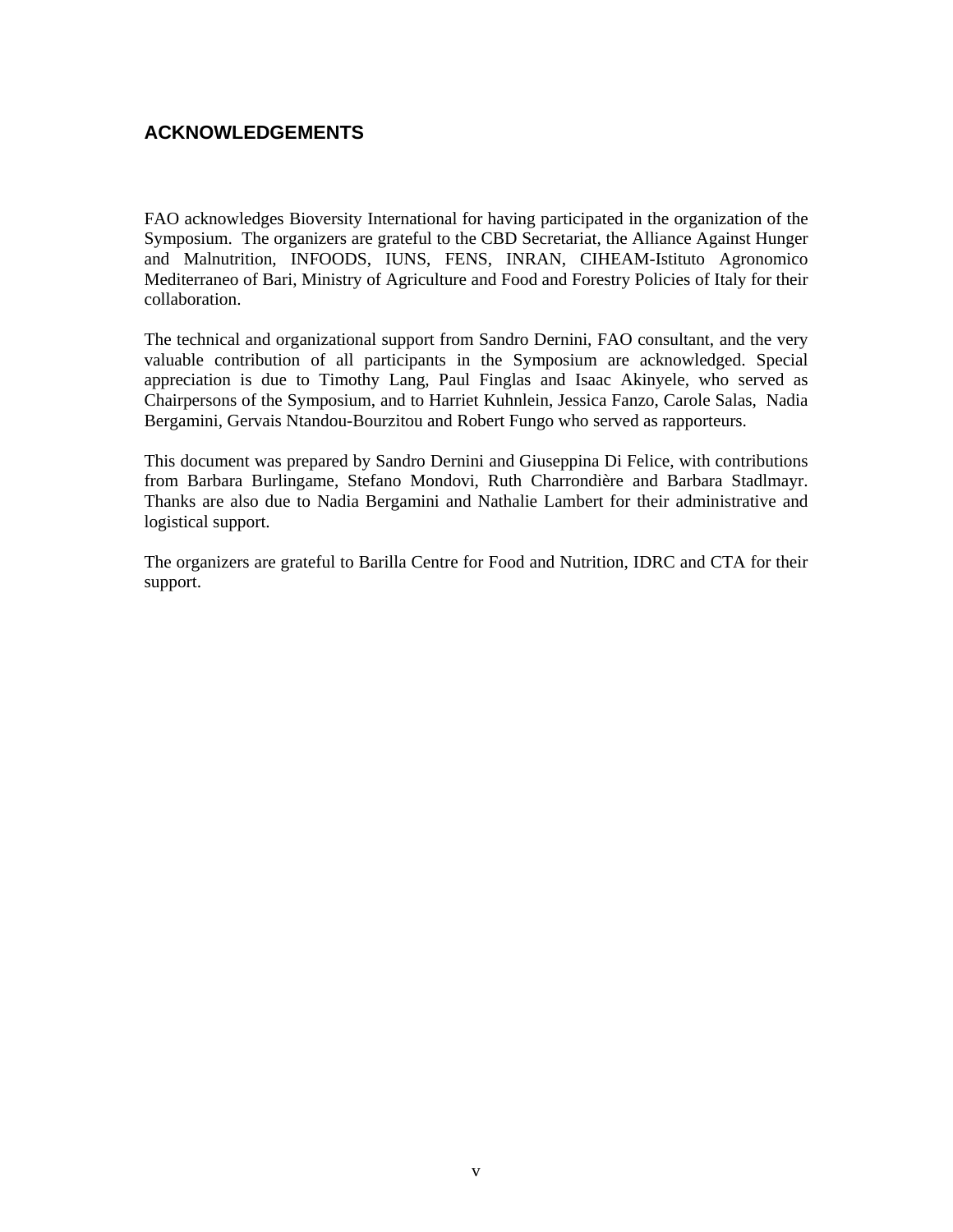## ACKNOWLEDGEMENTS

FAO acknowledges Bioversity International for having participated in the organization of the Symposium. The organizers are grateful to the CBD Secretariat, the Alliance Against Hunger and Malnutrition, INFOODS, IUNS, FENS, INRAN, CIHEAM-Istituto Agronomico Mediterraneo of Bari, Ministry of Agriculture and Food and Forestry Policies of Italy for their collaboration.

The technical and organizational support from Sandro Dernini, FAO consultant, and the very valuable contribution of all participants in the Symposium are acknowledged. Special appreciation is due to Timothy Lang, Paul Finglas and Isaac Akinyele, who served as Chairpersons of the Symposium, and to Harriet Kuhnlein, Jessica Fanzo, Carole Salas, Nadia Bergamini, Gervais Ntandou-Bourzitou and Robert Fungo who served as rapporteurs.

This document was prepared by Sandro Dernini and Giuseppina Di Felice, with contributions from Barbara Burlingame, Stefano Mondovi, Ruth Charrondière and Barbara Stadlmayr. Thanks are also due to Nadia Bergamini and Nathalie Lambert for their administrative and logistical support.

The organizers are grateful to Barilla Centre for Food and Nutrition, IDRC and CTA for their support.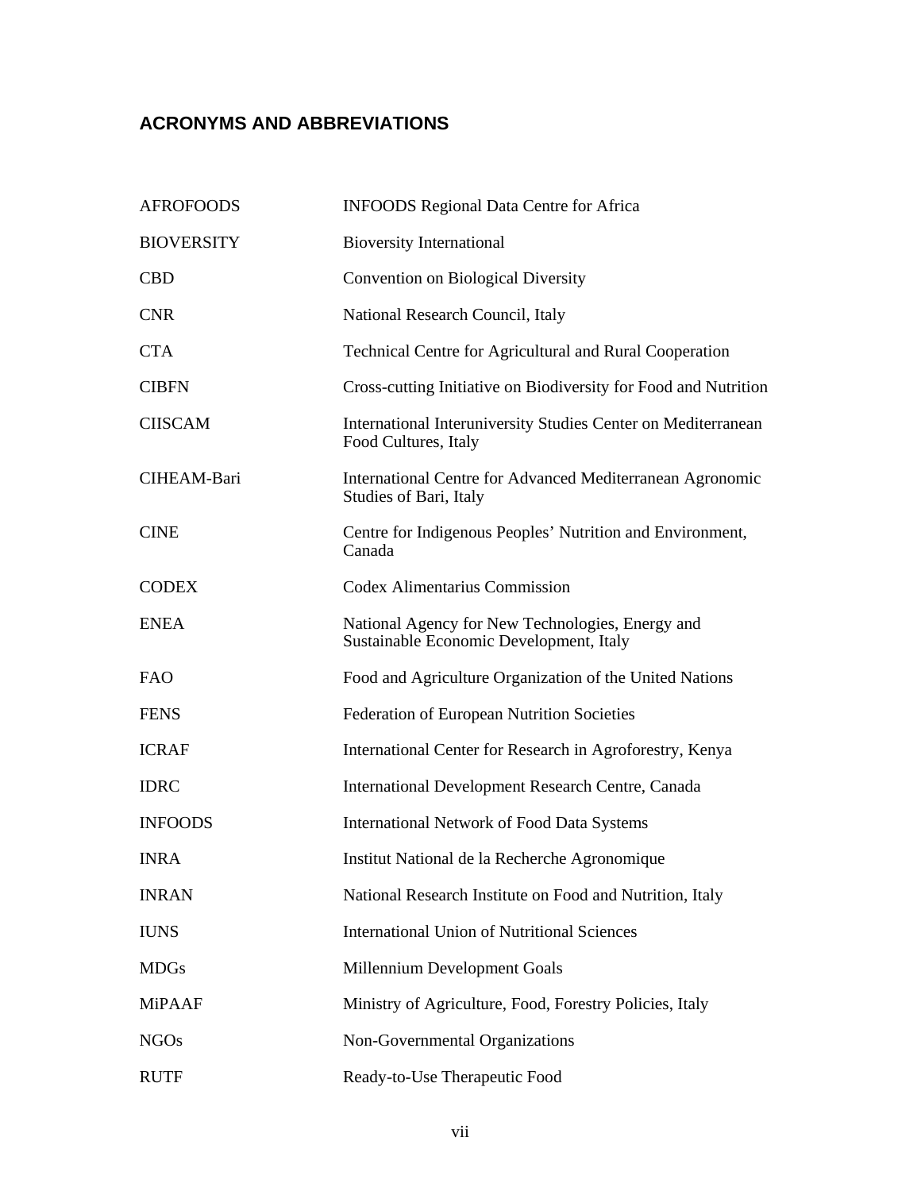## ACRONYMS AND ABBREVIATIONS

| | |
|---|---|
| AFROFOODS | INFOODS Regional Data Centre for Africa |
| BIOVERSITY | Bioversity International |
| CBD | Convention on Biological Diversity |
| CNR | National Research Council, Italy |
| CTA | Technical Centre for Agricultural and Rural Cooperation |
| CIBFN | Cross-cutting Initiative on Biodiversity for Food and Nutrition |
| CIISCAM | International Interuniversity Studies Center on Mediterranean Food Cultures, Italy |
| CIHEAM-Bari | International Centre for Advanced Mediterranean Agronomic Studies of Bari, Italy |
| CINE | Centre for Indigenous Peoples' Nutrition and Environment, Canada |
| CODEX | Codex Alimentarius Commission |
| ENEA | National Agency for New Technologies, Energy and Sustainable Economic Development, Italy |
| FAO | Food and Agriculture Organization of the United Nations |
| FENS | Federation of European Nutrition Societies |
| ICRAF | International Center for Research in Agroforestry, Kenya |
| IDRC | International Development Research Centre, Canada |
| INFOODS | International Network of Food Data Systems |
| INRA | Institut National de la Recherche Agronomique |
| INRAN | National Research Institute on Food and Nutrition, Italy |
| IUNS | International Union of Nutritional Sciences |
| MDGs | Millennium Development Goals |
| MiPAAF | Ministry of Agriculture, Food, Forestry Policies, Italy |
| NGOs | Non-Governmental Organizations |
| RUTF | Ready-to-Use Therapeutic Food |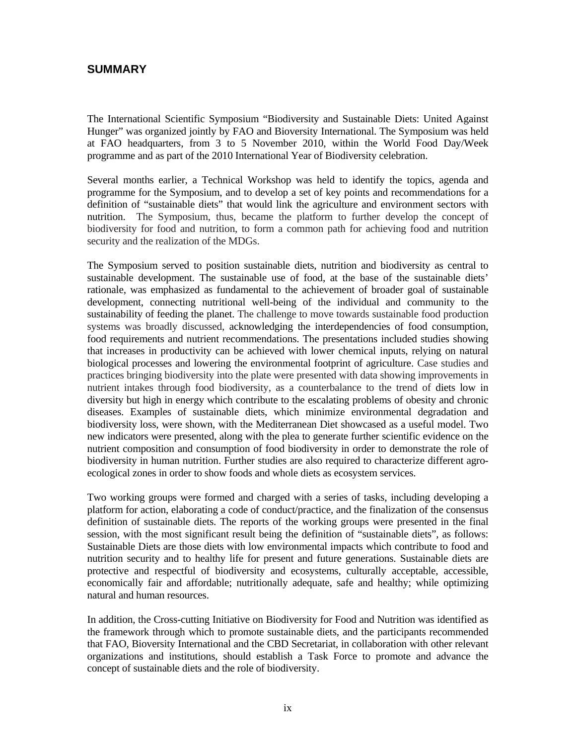## SUMMARY

The International Scientific Symposium "Biodiversity and Sustainable Diets: United Against Hunger" was organized jointly by FAO and Bioversity International. The Symposium was held at FAO headquarters, from 3 to 5 November 2010, within the World Food Day/Week programme and as part of the 2010 International Year of Biodiversity celebration.

Several months earlier, a Technical Workshop was held to identify the topics, agenda and programme for the Symposium, and to develop a set of key points and recommendations for a definition of "sustainable diets" that would link the agriculture and environment sectors with nutrition. The Symposium, thus, became the platform to further develop the concept of biodiversity for food and nutrition, to form a common path for achieving food and nutrition security and the realization of the MDGs.

The Symposium served to position sustainable diets, nutrition and biodiversity as central to sustainable development. The sustainable use of food, at the base of the sustainable diets' rationale, was emphasized as fundamental to the achievement of broader goal of sustainable development, connecting nutritional well-being of the individual and community to the sustainability of feeding the planet. The challenge to move towards sustainable food production systems was broadly discussed, acknowledging the interdependencies of food consumption, food requirements and nutrient recommendations. The presentations included studies showing that increases in productivity can be achieved with lower chemical inputs, relying on natural biological processes and lowering the environmental footprint of agriculture. Case studies and practices bringing biodiversity into the plate were presented with data showing improvements in nutrient intakes through food biodiversity, as a counterbalance to the trend of diets low in diversity but high in energy which contribute to the escalating problems of obesity and chronic diseases. Examples of sustainable diets, which minimize environmental degradation and biodiversity loss, were shown, with the Mediterranean Diet showcased as a useful model. Two new indicators were presented, along with the plea to generate further scientific evidence on the nutrient composition and consumption of food biodiversity in order to demonstrate the role of biodiversity in human nutrition. Further studies are also required to characterize different agro-ecological zones in order to show foods and whole diets as ecosystem services.

Two working groups were formed and charged with a series of tasks, including developing a platform for action, elaborating a code of conduct/practice, and the finalization of the consensus definition of sustainable diets. The reports of the working groups were presented in the final session, with the most significant result being the definition of "sustainable diets", as follows: Sustainable Diets are those diets with low environmental impacts which contribute to food and nutrition security and to healthy life for present and future generations. Sustainable diets are protective and respectful of biodiversity and ecosystems, culturally acceptable, accessible, economically fair and affordable; nutritionally adequate, safe and healthy; while optimizing natural and human resources.

In addition, the Cross-cutting Initiative on Biodiversity for Food and Nutrition was identified as the framework through which to promote sustainable diets, and the participants recommended that FAO, Bioversity International and the CBD Secretariat, in collaboration with other relevant organizations and institutions, should establish a Task Force to promote and advance the concept of sustainable diets and the role of biodiversity.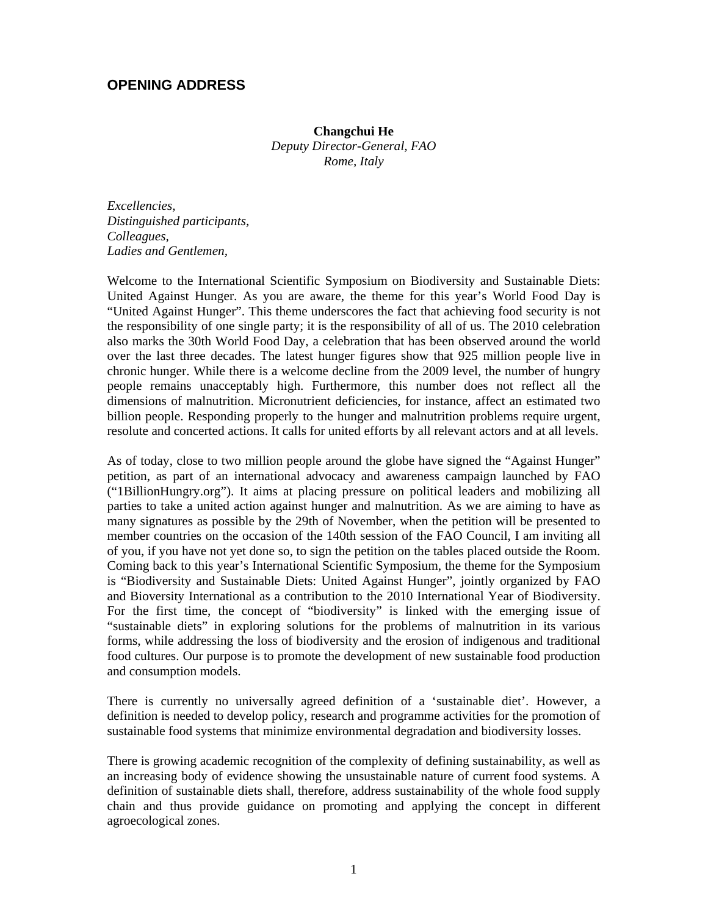## OPENING ADDRESS

**Changchui He**
*Deputy Director-General, FAO*
*Rome, Italy*

*Excellencies,*
*Distinguished participants,*
*Colleagues,*
*Ladies and Gentlemen,*

Welcome to the International Scientific Symposium on Biodiversity and Sustainable Diets: United Against Hunger. As you are aware, the theme for this year's World Food Day is "United Against Hunger". This theme underscores the fact that achieving food security is not the responsibility of one single party; it is the responsibility of all of us. The 2010 celebration also marks the 30th World Food Day, a celebration that has been observed around the world over the last three decades. The latest hunger figures show that 925 million people live in chronic hunger. While there is a welcome decline from the 2009 level, the number of hungry people remains unacceptably high. Furthermore, this number does not reflect all the dimensions of malnutrition. Micronutrient deficiencies, for instance, affect an estimated two billion people. Responding properly to the hunger and malnutrition problems require urgent, resolute and concerted actions. It calls for united efforts by all relevant actors and at all levels.

As of today, close to two million people around the globe have signed the "Against Hunger" petition, as part of an international advocacy and awareness campaign launched by FAO ("1BillionHungry.org"). It aims at placing pressure on political leaders and mobilizing all parties to take a united action against hunger and malnutrition. As we are aiming to have as many signatures as possible by the 29th of November, when the petition will be presented to member countries on the occasion of the 140th session of the FAO Council, I am inviting all of you, if you have not yet done so, to sign the petition on the tables placed outside the Room. Coming back to this year's International Scientific Symposium, the theme for the Symposium is "Biodiversity and Sustainable Diets: United Against Hunger", jointly organized by FAO and Bioversity International as a contribution to the 2010 International Year of Biodiversity. For the first time, the concept of "biodiversity" is linked with the emerging issue of "sustainable diets" in exploring solutions for the problems of malnutrition in its various forms, while addressing the loss of biodiversity and the erosion of indigenous and traditional food cultures. Our purpose is to promote the development of new sustainable food production and consumption models.

There is currently no universally agreed definition of a 'sustainable diet'. However, a definition is needed to develop policy, research and programme activities for the promotion of sustainable food systems that minimize environmental degradation and biodiversity losses.

There is growing academic recognition of the complexity of defining sustainability, as well as an increasing body of evidence showing the unsustainable nature of current food systems. A definition of sustainable diets shall, therefore, address sustainability of the whole food supply chain and thus provide guidance on promoting and applying the concept in different agroecological zones.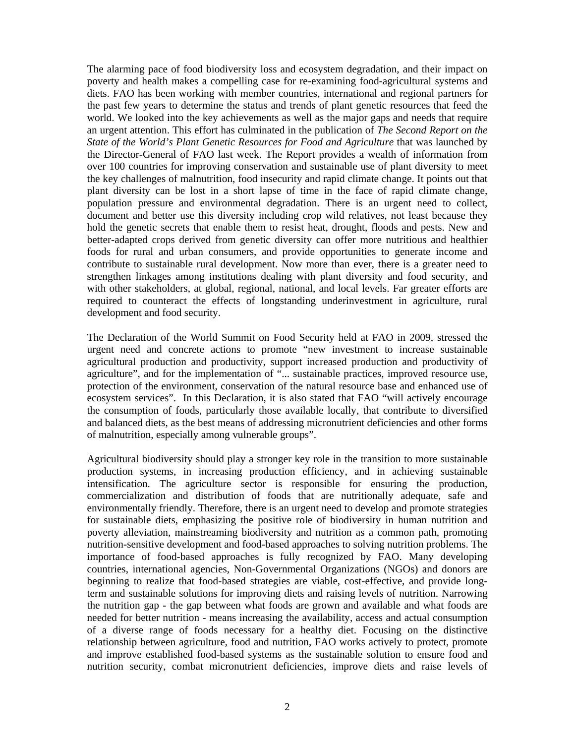The alarming pace of food biodiversity loss and ecosystem degradation, and their impact on poverty and health makes a compelling case for re-examining food-agricultural systems and diets. FAO has been working with member countries, international and regional partners for the past few years to determine the status and trends of plant genetic resources that feed the world. We looked into the key achievements as well as the major gaps and needs that require an urgent attention. This effort has culminated in the publication of *The Second Report on the State of the World's Plant Genetic Resources for Food and Agriculture* that was launched by the Director-General of FAO last week. The Report provides a wealth of information from over 100 countries for improving conservation and sustainable use of plant diversity to meet the key challenges of malnutrition, food insecurity and rapid climate change. It points out that plant diversity can be lost in a short lapse of time in the face of rapid climate change, population pressure and environmental degradation. There is an urgent need to collect, document and better use this diversity including crop wild relatives, not least because they hold the genetic secrets that enable them to resist heat, drought, floods and pests. New and better-adapted crops derived from genetic diversity can offer more nutritious and healthier foods for rural and urban consumers, and provide opportunities to generate income and contribute to sustainable rural development. Now more than ever, there is a greater need to strengthen linkages among institutions dealing with plant diversity and food security, and with other stakeholders, at global, regional, national, and local levels. Far greater efforts are required to counteract the effects of longstanding underinvestment in agriculture, rural development and food security.

The Declaration of the World Summit on Food Security held at FAO in 2009, stressed the urgent need and concrete actions to promote "new investment to increase sustainable agricultural production and productivity, support increased production and productivity of agriculture", and for the implementation of "... sustainable practices, improved resource use, protection of the environment, conservation of the natural resource base and enhanced use of ecosystem services". In this Declaration, it is also stated that FAO "will actively encourage the consumption of foods, particularly those available locally, that contribute to diversified and balanced diets, as the best means of addressing micronutrient deficiencies and other forms of malnutrition, especially among vulnerable groups".

Agricultural biodiversity should play a stronger key role in the transition to more sustainable production systems, in increasing production efficiency, and in achieving sustainable intensification. The agriculture sector is responsible for ensuring the production, commercialization and distribution of foods that are nutritionally adequate, safe and environmentally friendly. Therefore, there is an urgent need to develop and promote strategies for sustainable diets, emphasizing the positive role of biodiversity in human nutrition and poverty alleviation, mainstreaming biodiversity and nutrition as a common path, promoting nutrition-sensitive development and food-based approaches to solving nutrition problems. The importance of food-based approaches is fully recognized by FAO. Many developing countries, international agencies, Non-Governmental Organizations (NGOs) and donors are beginning to realize that food-based strategies are viable, cost-effective, and provide long-term and sustainable solutions for improving diets and raising levels of nutrition. Narrowing the nutrition gap - the gap between what foods are grown and available and what foods are needed for better nutrition - means increasing the availability, access and actual consumption of a diverse range of foods necessary for a healthy diet. Focusing on the distinctive relationship between agriculture, food and nutrition, FAO works actively to protect, promote and improve established food-based systems as the sustainable solution to ensure food and nutrition security, combat micronutrient deficiencies, improve diets and raise levels of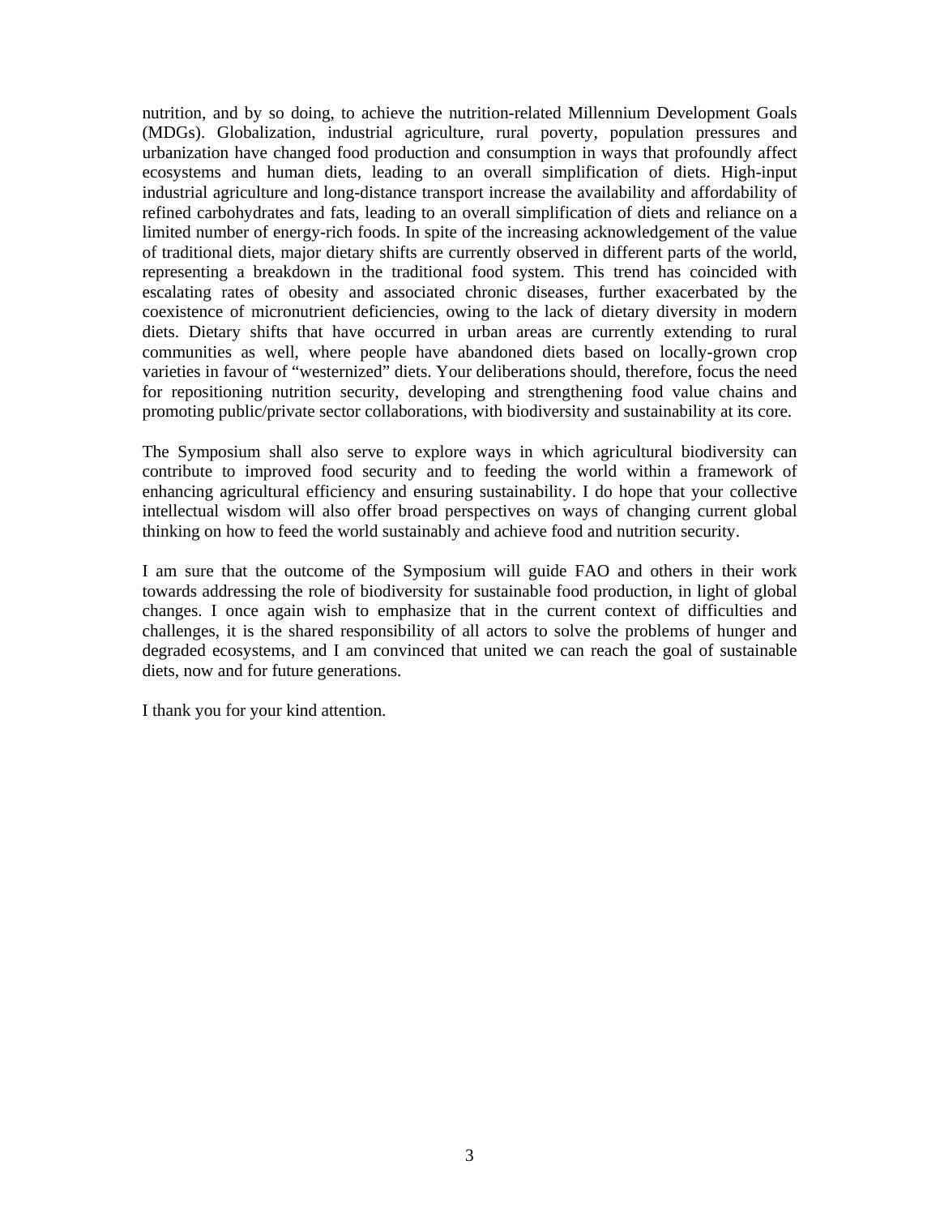nutrition, and by so doing, to achieve the nutrition-related Millennium Development Goals (MDGs). Globalization, industrial agriculture, rural poverty, population pressures and urbanization have changed food production and consumption in ways that profoundly affect ecosystems and human diets, leading to an overall simplification of diets. High-input industrial agriculture and long-distance transport increase the availability and affordability of refined carbohydrates and fats, leading to an overall simplification of diets and reliance on a limited number of energy-rich foods. In spite of the increasing acknowledgement of the value of traditional diets, major dietary shifts are currently observed in different parts of the world, representing a breakdown in the traditional food system. This trend has coincided with escalating rates of obesity and associated chronic diseases, further exacerbated by the coexistence of micronutrient deficiencies, owing to the lack of dietary diversity in modern diets. Dietary shifts that have occurred in urban areas are currently extending to rural communities as well, where people have abandoned diets based on locally-grown crop varieties in favour of "westernized" diets. Your deliberations should, therefore, focus the need for repositioning nutrition security, developing and strengthening food value chains and promoting public/private sector collaborations, with biodiversity and sustainability at its core.

The Symposium shall also serve to explore ways in which agricultural biodiversity can contribute to improved food security and to feeding the world within a framework of enhancing agricultural efficiency and ensuring sustainability. I do hope that your collective intellectual wisdom will also offer broad perspectives on ways of changing current global thinking on how to feed the world sustainably and achieve food and nutrition security.

I am sure that the outcome of the Symposium will guide FAO and others in their work towards addressing the role of biodiversity for sustainable food production, in light of global changes. I once again wish to emphasize that in the current context of difficulties and challenges, it is the shared responsibility of all actors to solve the problems of hunger and degraded ecosystems, and I am convinced that united we can reach the goal of sustainable diets, now and for future generations.

I thank you for your kind attention.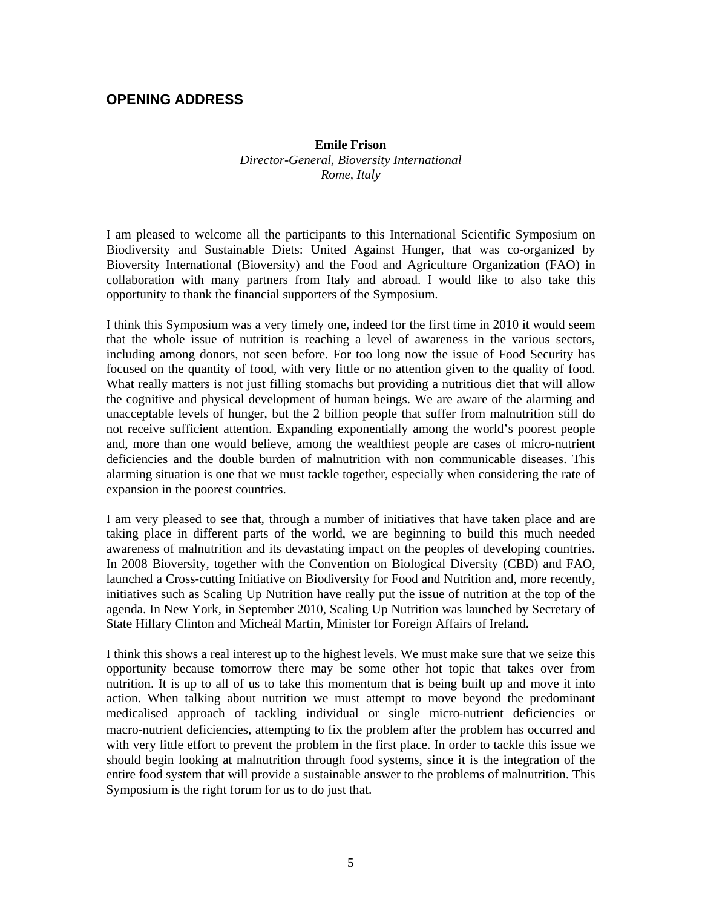## OPENING ADDRESS

**Emile Frison**
*Director-General, Bioversity International*
*Rome, Italy*

I am pleased to welcome all the participants to this International Scientific Symposium on Biodiversity and Sustainable Diets: United Against Hunger, that was co-organized by Bioversity International (Bioversity) and the Food and Agriculture Organization (FAO) in collaboration with many partners from Italy and abroad. I would like to also take this opportunity to thank the financial supporters of the Symposium.

I think this Symposium was a very timely one, indeed for the first time in 2010 it would seem that the whole issue of nutrition is reaching a level of awareness in the various sectors, including among donors, not seen before. For too long now the issue of Food Security has focused on the quantity of food, with very little or no attention given to the quality of food. What really matters is not just filling stomachs but providing a nutritious diet that will allow the cognitive and physical development of human beings. We are aware of the alarming and unacceptable levels of hunger, but the 2 billion people that suffer from malnutrition still do not receive sufficient attention. Expanding exponentially among the world's poorest people and, more than one would believe, among the wealthiest people are cases of micro-nutrient deficiencies and the double burden of malnutrition with non communicable diseases. This alarming situation is one that we must tackle together, especially when considering the rate of expansion in the poorest countries.

I am very pleased to see that, through a number of initiatives that have taken place and are taking place in different parts of the world, we are beginning to build this much needed awareness of malnutrition and its devastating impact on the peoples of developing countries. In 2008 Bioversity, together with the Convention on Biological Diversity (CBD) and FAO, launched a Cross-cutting Initiative on Biodiversity for Food and Nutrition and, more recently, initiatives such as Scaling Up Nutrition have really put the issue of nutrition at the top of the agenda. In New York, in September 2010, Scaling Up Nutrition was launched by Secretary of State Hillary Clinton and Micheál Martin, Minister for Foreign Affairs of Ireland.

I think this shows a real interest up to the highest levels. We must make sure that we seize this opportunity because tomorrow there may be some other hot topic that takes over from nutrition. It is up to all of us to take this momentum that is being built up and move it into action. When talking about nutrition we must attempt to move beyond the predominant medicalised approach of tackling individual or single micro-nutrient deficiencies or macro-nutrient deficiencies, attempting to fix the problem after the problem has occurred and with very little effort to prevent the problem in the first place. In order to tackle this issue we should begin looking at malnutrition through food systems, since it is the integration of the entire food system that will provide a sustainable answer to the problems of malnutrition. This Symposium is the right forum for us to do just that.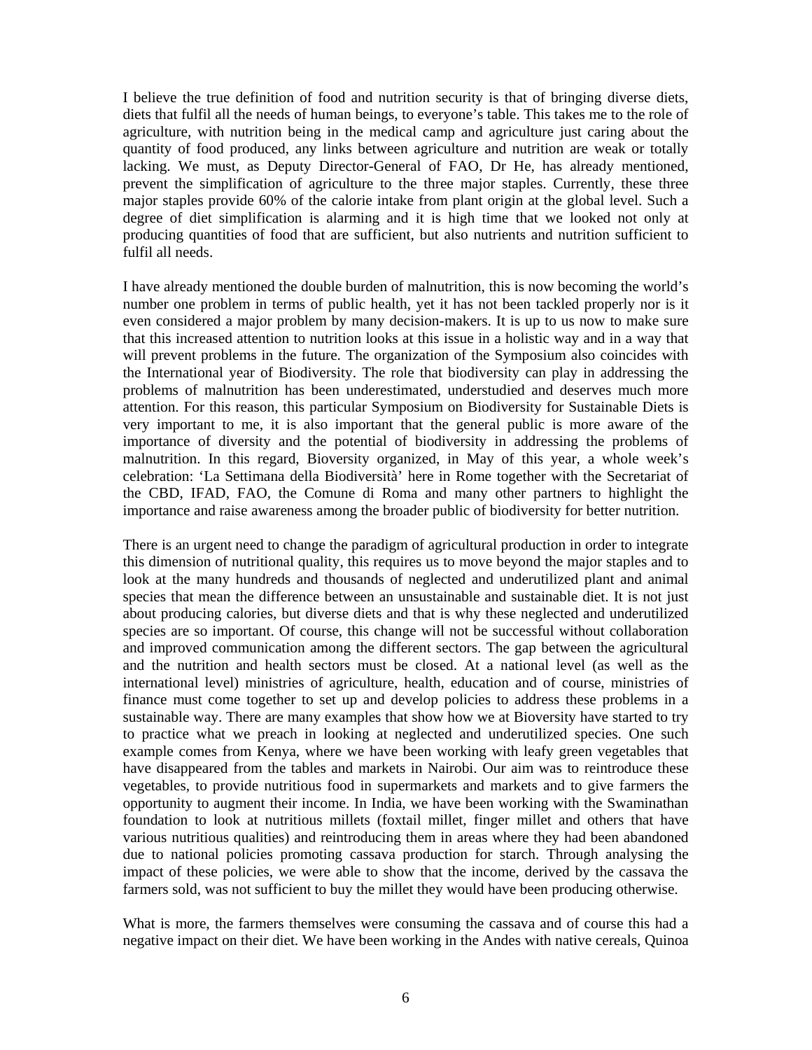I believe the true definition of food and nutrition security is that of bringing diverse diets, diets that fulfil all the needs of human beings, to everyone's table. This takes me to the role of agriculture, with nutrition being in the medical camp and agriculture just caring about the quantity of food produced, any links between agriculture and nutrition are weak or totally lacking. We must, as Deputy Director-General of FAO, Dr He, has already mentioned, prevent the simplification of agriculture to the three major staples. Currently, these three major staples provide 60% of the calorie intake from plant origin at the global level. Such a degree of diet simplification is alarming and it is high time that we looked not only at producing quantities of food that are sufficient, but also nutrients and nutrition sufficient to fulfil all needs.

I have already mentioned the double burden of malnutrition, this is now becoming the world's number one problem in terms of public health, yet it has not been tackled properly nor is it even considered a major problem by many decision-makers. It is up to us now to make sure that this increased attention to nutrition looks at this issue in a holistic way and in a way that will prevent problems in the future. The organization of the Symposium also coincides with the International year of Biodiversity. The role that biodiversity can play in addressing the problems of malnutrition has been underestimated, understudied and deserves much more attention. For this reason, this particular Symposium on Biodiversity for Sustainable Diets is very important to me, it is also important that the general public is more aware of the importance of diversity and the potential of biodiversity in addressing the problems of malnutrition. In this regard, Bioversity organized, in May of this year, a whole week's celebration: 'La Settimana della Biodiversità' here in Rome together with the Secretariat of the CBD, IFAD, FAO, the Comune di Roma and many other partners to highlight the importance and raise awareness among the broader public of biodiversity for better nutrition.

There is an urgent need to change the paradigm of agricultural production in order to integrate this dimension of nutritional quality, this requires us to move beyond the major staples and to look at the many hundreds and thousands of neglected and underutilized plant and animal species that mean the difference between an unsustainable and sustainable diet. It is not just about producing calories, but diverse diets and that is why these neglected and underutilized species are so important. Of course, this change will not be successful without collaboration and improved communication among the different sectors. The gap between the agricultural and the nutrition and health sectors must be closed. At a national level (as well as the international level) ministries of agriculture, health, education and of course, ministries of finance must come together to set up and develop policies to address these problems in a sustainable way. There are many examples that show how we at Bioversity have started to try to practice what we preach in looking at neglected and underutilized species. One such example comes from Kenya, where we have been working with leafy green vegetables that have disappeared from the tables and markets in Nairobi. Our aim was to reintroduce these vegetables, to provide nutritious food in supermarkets and markets and to give farmers the opportunity to augment their income. In India, we have been working with the Swaminathan foundation to look at nutritious millets (foxtail millet, finger millet and others that have various nutritious qualities) and reintroducing them in areas where they had been abandoned due to national policies promoting cassava production for starch. Through analysing the impact of these policies, we were able to show that the income, derived by the cassava the farmers sold, was not sufficient to buy the millet they would have been producing otherwise.

What is more, the farmers themselves were consuming the cassava and of course this had a negative impact on their diet. We have been working in the Andes with native cereals, Quinoa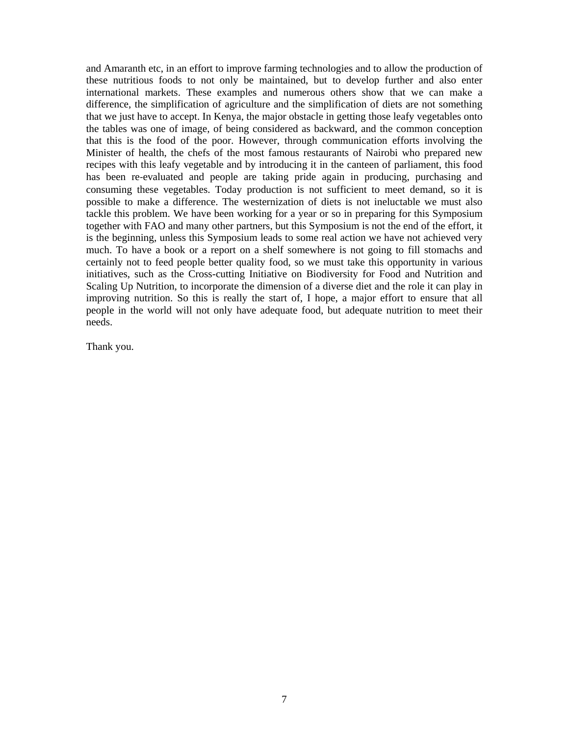and Amaranth etc, in an effort to improve farming technologies and to allow the production of these nutritious foods to not only be maintained, but to develop further and also enter international markets. These examples and numerous others show that we can make a difference, the simplification of agriculture and the simplification of diets are not something that we just have to accept. In Kenya, the major obstacle in getting those leafy vegetables onto the tables was one of image, of being considered as backward, and the common conception that this is the food of the poor. However, through communication efforts involving the Minister of health, the chefs of the most famous restaurants of Nairobi who prepared new recipes with this leafy vegetable and by introducing it in the canteen of parliament, this food has been re-evaluated and people are taking pride again in producing, purchasing and consuming these vegetables. Today production is not sufficient to meet demand, so it is possible to make a difference. The westernization of diets is not ineluctable we must also tackle this problem. We have been working for a year or so in preparing for this Symposium together with FAO and many other partners, but this Symposium is not the end of the effort, it is the beginning, unless this Symposium leads to some real action we have not achieved very much. To have a book or a report on a shelf somewhere is not going to fill stomachs and certainly not to feed people better quality food, so we must take this opportunity in various initiatives, such as the Cross-cutting Initiative on Biodiversity for Food and Nutrition and Scaling Up Nutrition, to incorporate the dimension of a diverse diet and the role it can play in improving nutrition. So this is really the start of, I hope, a major effort to ensure that all people in the world will not only have adequate food, but adequate nutrition to meet their needs.

Thank you.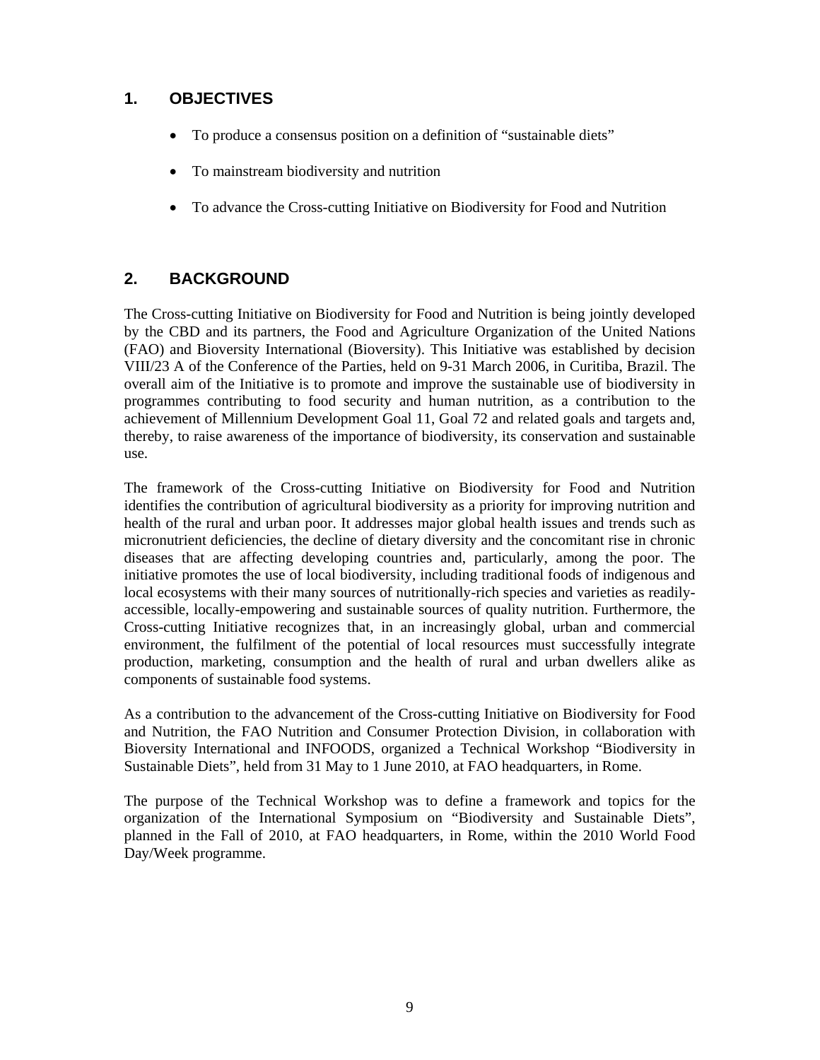## 1. OBJECTIVES

- To produce a consensus position on a definition of "sustainable diets"
- To mainstream biodiversity and nutrition
- To advance the Cross-cutting Initiative on Biodiversity for Food and Nutrition

## 2. BACKGROUND

The Cross-cutting Initiative on Biodiversity for Food and Nutrition is being jointly developed by the CBD and its partners, the Food and Agriculture Organization of the United Nations (FAO) and Bioversity International (Bioversity). This Initiative was established by decision VIII/23 A of the Conference of the Parties, held on 9-31 March 2006, in Curitiba, Brazil. The overall aim of the Initiative is to promote and improve the sustainable use of biodiversity in programmes contributing to food security and human nutrition, as a contribution to the achievement of Millennium Development Goal 1[1], Goal 7[2] and related goals and targets and, thereby, to raise awareness of the importance of biodiversity, its conservation and sustainable use.

The framework of the Cross-cutting Initiative on Biodiversity for Food and Nutrition identifies the contribution of agricultural biodiversity as a priority for improving nutrition and health of the rural and urban poor. It addresses major global health issues and trends such as micronutrient deficiencies, the decline of dietary diversity and the concomitant rise in chronic diseases that are affecting developing countries and, particularly, among the poor. The initiative promotes the use of local biodiversity, including traditional foods of indigenous and local ecosystems with their many sources of nutritionally-rich species and varieties as readily-accessible, locally-empowering and sustainable sources of quality nutrition. Furthermore, the Cross-cutting Initiative recognizes that, in an increasingly global, urban and commercial environment, the fulfilment of the potential of local resources must successfully integrate production, marketing, consumption and the health of rural and urban dwellers alike as components of sustainable food systems.

As a contribution to the advancement of the Cross-cutting Initiative on Biodiversity for Food and Nutrition, the FAO Nutrition and Consumer Protection Division, in collaboration with Bioversity International and INFOODS, organized a Technical Workshop "Biodiversity in Sustainable Diets", held from 31 May to 1 June 2010, at FAO headquarters, in Rome.

The purpose of the Technical Workshop was to define a framework and topics for the organization of the International Symposium on "Biodiversity and Sustainable Diets", planned in the Fall of 2010, at FAO headquarters, in Rome, within the 2010 World Food Day/Week programme.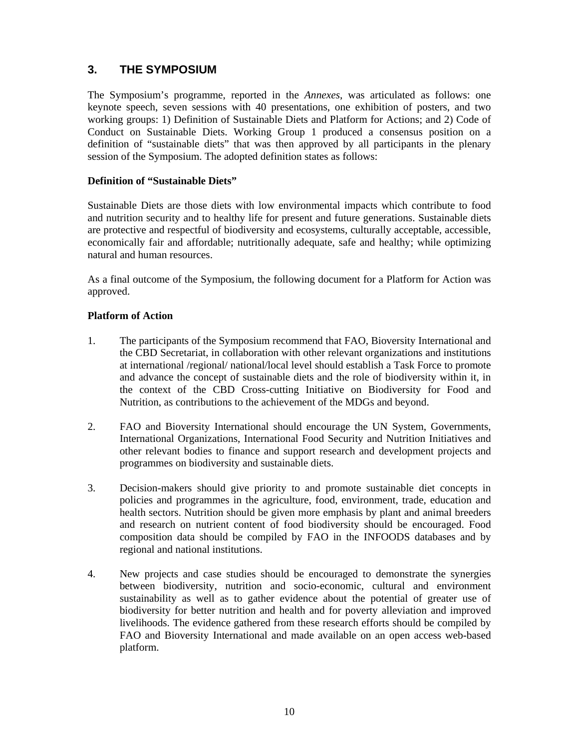## 3. THE SYMPOSIUM

The Symposium's programme, reported in the *Annexes*, was articulated as follows: one keynote speech, seven sessions with 40 presentations, one exhibition of posters, and two working groups: 1) Definition of Sustainable Diets and Platform for Actions; and 2) Code of Conduct on Sustainable Diets. Working Group 1 produced a consensus position on a definition of "sustainable diets" that was then approved by all participants in the plenary session of the Symposium. The adopted definition states as follows:

**Definition of "Sustainable Diets"**

Sustainable Diets are those diets with low environmental impacts which contribute to food and nutrition security and to healthy life for present and future generations. Sustainable diets are protective and respectful of biodiversity and ecosystems, culturally acceptable, accessible, economically fair and affordable; nutritionally adequate, safe and healthy; while optimizing natural and human resources.

As a final outcome of the Symposium, the following document for a Platform for Action was approved.

**Platform of Action**

1. The participants of the Symposium recommend that FAO, Bioversity International and the CBD Secretariat, in collaboration with other relevant organizations and institutions at international /regional/ national/local level should establish a Task Force to promote and advance the concept of sustainable diets and the role of biodiversity within it, in the context of the CBD Cross-cutting Initiative on Biodiversity for Food and Nutrition, as contributions to the achievement of the MDGs and beyond.

2. FAO and Bioversity International should encourage the UN System, Governments, International Organizations, International Food Security and Nutrition Initiatives and other relevant bodies to finance and support research and development projects and programmes on biodiversity and sustainable diets.

3. Decision-makers should give priority to and promote sustainable diet concepts in policies and programmes in the agriculture, food, environment, trade, education and health sectors. Nutrition should be given more emphasis by plant and animal breeders and research on nutrient content of food biodiversity should be encouraged. Food composition data should be compiled by FAO in the INFOODS databases and by regional and national institutions.

4. New projects and case studies should be encouraged to demonstrate the synergies between biodiversity, nutrition and socio-economic, cultural and environment sustainability as well as to gather evidence about the potential of greater use of biodiversity for better nutrition and health and for poverty alleviation and improved livelihoods. The evidence gathered from these research efforts should be compiled by FAO and Bioversity International and made available on an open access web-based platform.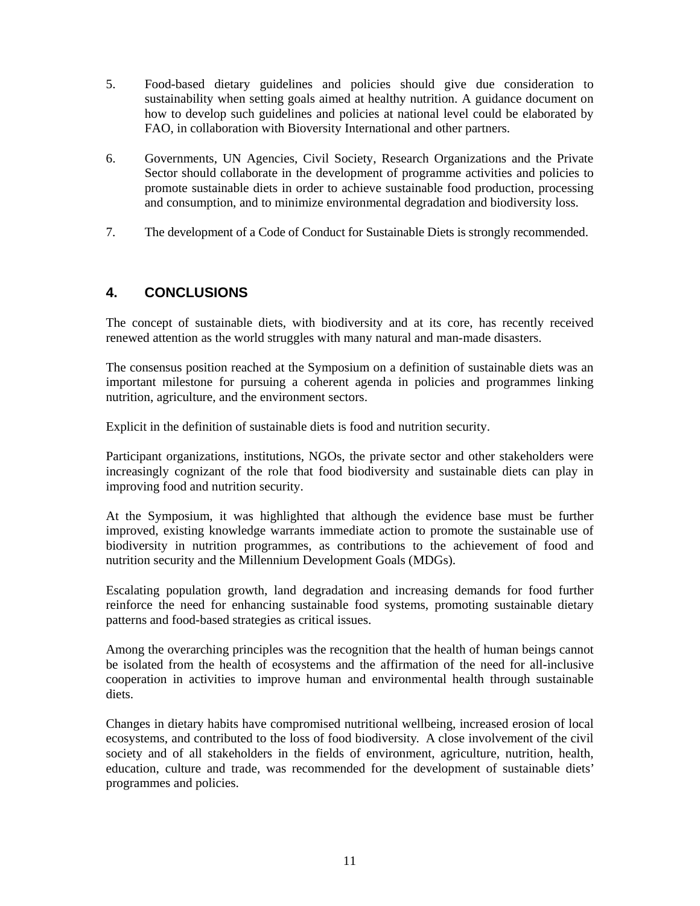5. Food-based dietary guidelines and policies should give due consideration to sustainability when setting goals aimed at healthy nutrition. A guidance document on how to develop such guidelines and policies at national level could be elaborated by FAO, in collaboration with Bioversity International and other partners.

6. Governments, UN Agencies, Civil Society, Research Organizations and the Private Sector should collaborate in the development of programme activities and policies to promote sustainable diets in order to achieve sustainable food production, processing and consumption, and to minimize environmental degradation and biodiversity loss.

7. The development of a Code of Conduct for Sustainable Diets is strongly recommended.

## 4. CONCLUSIONS

The concept of sustainable diets, with biodiversity and at its core, has recently received renewed attention as the world struggles with many natural and man-made disasters.

The consensus position reached at the Symposium on a definition of sustainable diets was an important milestone for pursuing a coherent agenda in policies and programmes linking nutrition, agriculture, and the environment sectors.

Explicit in the definition of sustainable diets is food and nutrition security.

Participant organizations, institutions, NGOs, the private sector and other stakeholders were increasingly cognizant of the role that food biodiversity and sustainable diets can play in improving food and nutrition security.

At the Symposium, it was highlighted that although the evidence base must be further improved, existing knowledge warrants immediate action to promote the sustainable use of biodiversity in nutrition programmes, as contributions to the achievement of food and nutrition security and the Millennium Development Goals (MDGs).

Escalating population growth, land degradation and increasing demands for food further reinforce the need for enhancing sustainable food systems, promoting sustainable dietary patterns and food-based strategies as critical issues.

Among the overarching principles was the recognition that the health of human beings cannot be isolated from the health of ecosystems and the affirmation of the need for all-inclusive cooperation in activities to improve human and environmental health through sustainable diets.

Changes in dietary habits have compromised nutritional wellbeing, increased erosion of local ecosystems, and contributed to the loss of food biodiversity. A close involvement of the civil society and of all stakeholders in the fields of environment, agriculture, nutrition, health, education, culture and trade, was recommended for the development of sustainable diets' programmes and policies.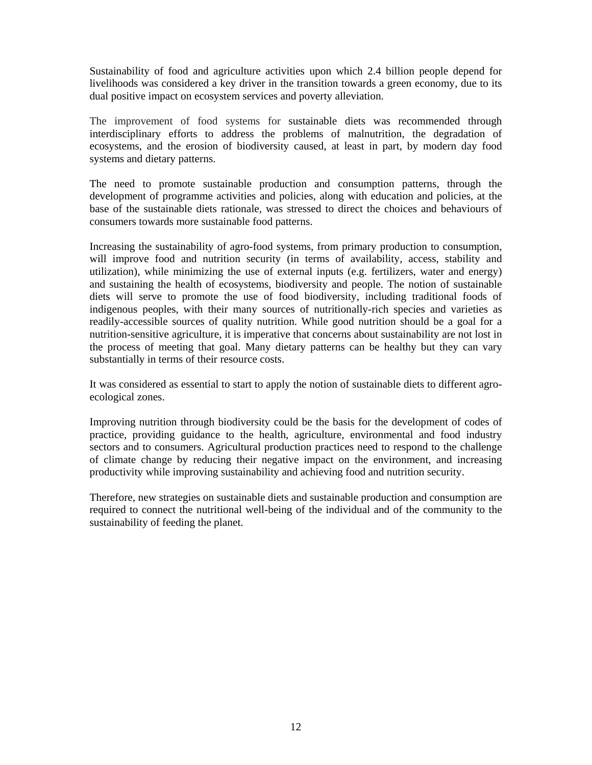Sustainability of food and agriculture activities upon which 2.4 billion people depend for livelihoods was considered a key driver in the transition towards a green economy, due to its dual positive impact on ecosystem services and poverty alleviation.

The improvement of food systems for sustainable diets was recommended through interdisciplinary efforts to address the problems of malnutrition, the degradation of ecosystems, and the erosion of biodiversity caused, at least in part, by modern day food systems and dietary patterns.

The need to promote sustainable production and consumption patterns, through the development of programme activities and policies, along with education and policies, at the base of the sustainable diets rationale, was stressed to direct the choices and behaviours of consumers towards more sustainable food patterns.

Increasing the sustainability of agro-food systems, from primary production to consumption, will improve food and nutrition security (in terms of availability, access, stability and utilization), while minimizing the use of external inputs (e.g. fertilizers, water and energy) and sustaining the health of ecosystems, biodiversity and people. The notion of sustainable diets will serve to promote the use of food biodiversity, including traditional foods of indigenous peoples, with their many sources of nutritionally-rich species and varieties as readily-accessible sources of quality nutrition. While good nutrition should be a goal for a nutrition-sensitive agriculture, it is imperative that concerns about sustainability are not lost in the process of meeting that goal. Many dietary patterns can be healthy but they can vary substantially in terms of their resource costs.

It was considered as essential to start to apply the notion of sustainable diets to different agro-ecological zones.

Improving nutrition through biodiversity could be the basis for the development of codes of practice, providing guidance to the health, agriculture, environmental and food industry sectors and to consumers. Agricultural production practices need to respond to the challenge of climate change by reducing their negative impact on the environment, and increasing productivity while improving sustainability and achieving food and nutrition security.

Therefore, new strategies on sustainable diets and sustainable production and consumption are required to connect the nutritional well-being of the individual and of the community to the sustainability of feeding the planet.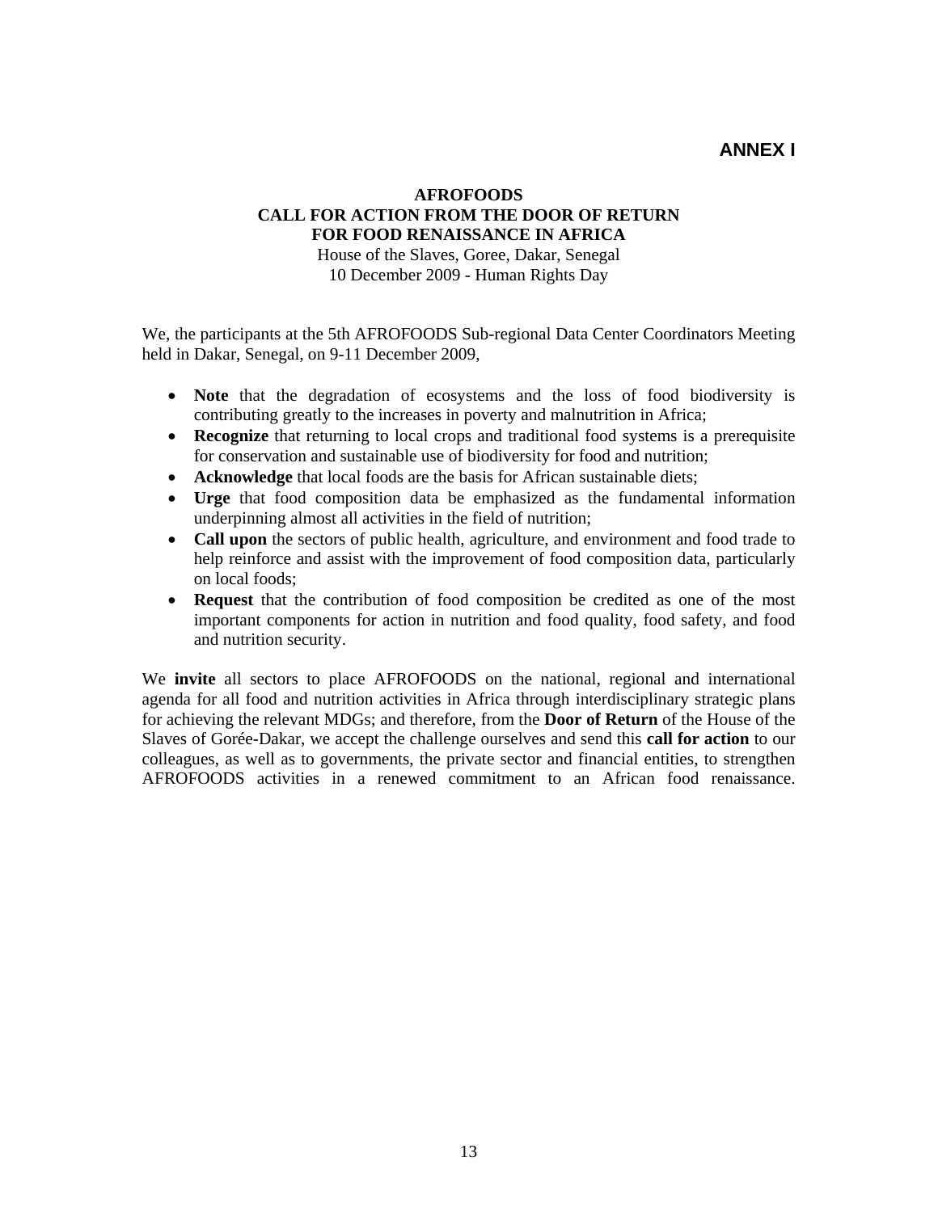**ANNEX I**

**AFROFOODS**
**CALL FOR ACTION FROM THE DOOR OF RETURN**
**FOR FOOD RENAISSANCE IN AFRICA**
House of the Slaves, Goree, Dakar, Senegal
10 December 2009 - Human Rights Day

We, the participants at the 5th AFROFOODS Sub-regional Data Center Coordinators Meeting held in Dakar, Senegal, on 9-11 December 2009,

- **Note** that the degradation of ecosystems and the loss of food biodiversity is contributing greatly to the increases in poverty and malnutrition in Africa;
- **Recognize** that returning to local crops and traditional food systems is a prerequisite for conservation and sustainable use of biodiversity for food and nutrition;
- **Acknowledge** that local foods are the basis for African sustainable diets;
- **Urge** that food composition data be emphasized as the fundamental information underpinning almost all activities in the field of nutrition;
- **Call upon** the sectors of public health, agriculture, and environment and food trade to help reinforce and assist with the improvement of food composition data, particularly on local foods;
- **Request** that the contribution of food composition be credited as one of the most important components for action in nutrition and food quality, food safety, and food and nutrition security.

We **invite** all sectors to place AFROFOODS on the national, regional and international agenda for all food and nutrition activities in Africa through interdisciplinary strategic plans for achieving the relevant MDGs; and therefore, from the **Door of Return** of the House of the Slaves of Gorée-Dakar, we accept the challenge ourselves and send this **call for action** to our colleagues, as well as to governments, the private sector and financial entities, to strengthen AFROFOODS activities in a renewed commitment to an African food renaissance.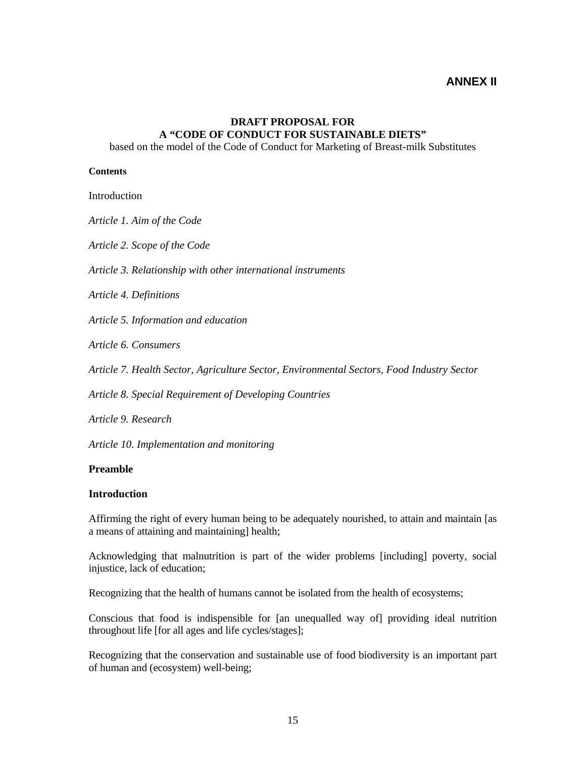## ANNEX II

### DRAFT PROPOSAL FOR A "CODE OF CONDUCT FOR SUSTAINABLE DIETS"

based on the model of the Code of Conduct for Marketing of Breast-milk Substitutes

**Contents**

Introduction

*Article 1. Aim of the Code*

*Article 2. Scope of the Code*

*Article 3. Relationship with other international instruments*

*Article 4. Definitions*

*Article 5. Information and education*

*Article 6. Consumers*

*Article 7. Health Sector, Agriculture Sector, Environmental Sectors, Food Industry Sector*

*Article 8. Special Requirement of Developing Countries*

*Article 9. Research*

*Article 10. Implementation and monitoring*

**Preamble**

**Introduction**

Affirming the right of every human being to be adequately nourished, to attain and maintain [as a means of attaining and maintaining] health;

Acknowledging that malnutrition is part of the wider problems [including] poverty, social injustice, lack of education;

Recognizing that the health of humans cannot be isolated from the health of ecosystems;

Conscious that food is indispensible for [an unequalled way of] providing ideal nutrition throughout life [for all ages and life cycles/stages];

Recognizing that the conservation and sustainable use of food biodiversity is an important part of human and (ecosystem) well-being;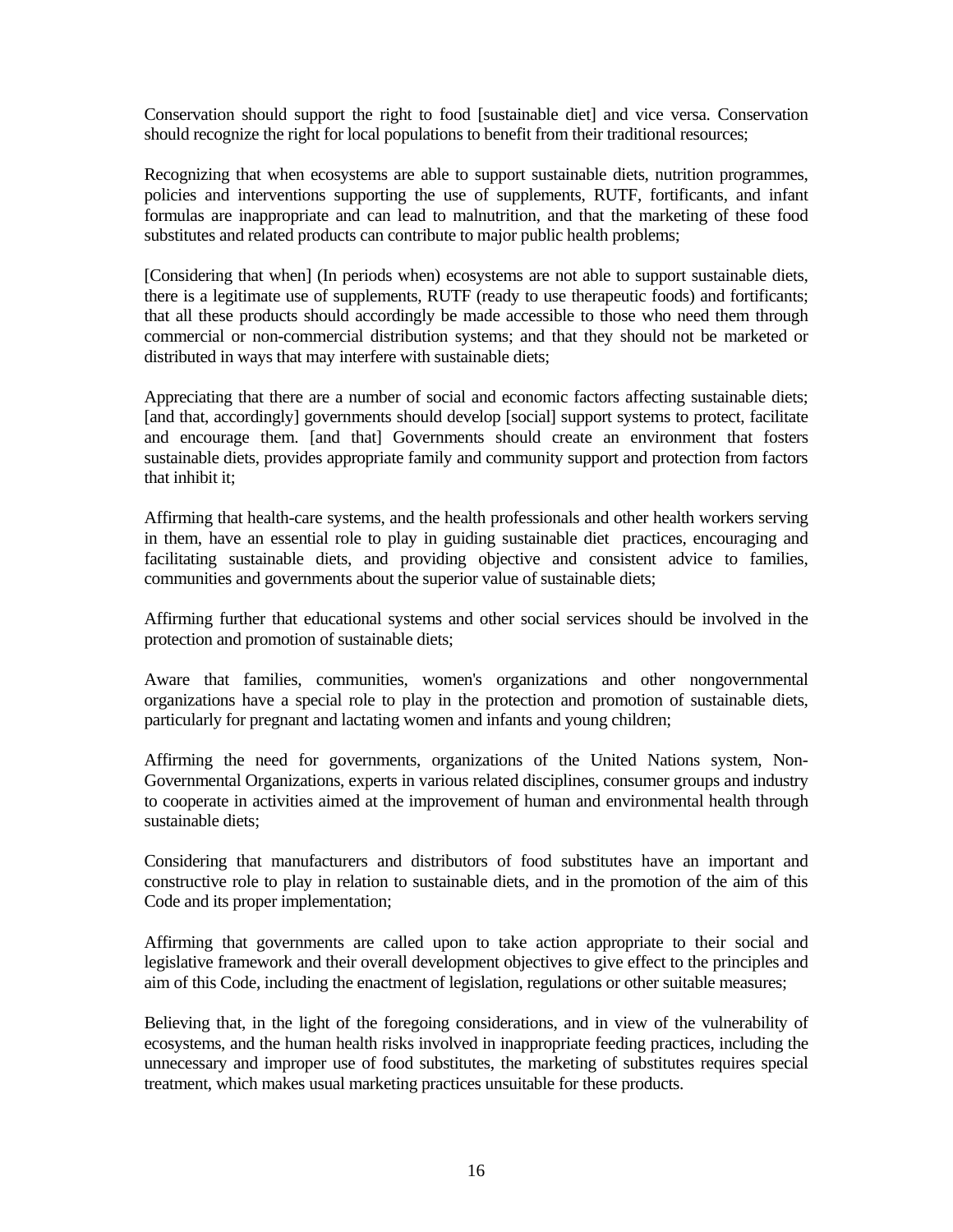Conservation should support the right to food [sustainable diet] and vice versa. Conservation should recognize the right for local populations to benefit from their traditional resources;

Recognizing that when ecosystems are able to support sustainable diets, nutrition programmes, policies and interventions supporting the use of supplements, RUTF, fortificants, and infant formulas are inappropriate and can lead to malnutrition, and that the marketing of these food substitutes and related products can contribute to major public health problems;

[Considering that when] (In periods when) ecosystems are not able to support sustainable diets, there is a legitimate use of supplements, RUTF (ready to use therapeutic foods) and fortificants; that all these products should accordingly be made accessible to those who need them through commercial or non-commercial distribution systems; and that they should not be marketed or distributed in ways that may interfere with sustainable diets;

Appreciating that there are a number of social and economic factors affecting sustainable diets; [and that, accordingly] governments should develop [social] support systems to protect, facilitate and encourage them. [and that] Governments should create an environment that fosters sustainable diets, provides appropriate family and community support and protection from factors that inhibit it;

Affirming that health-care systems, and the health professionals and other health workers serving in them, have an essential role to play in guiding sustainable diet practices, encouraging and facilitating sustainable diets, and providing objective and consistent advice to families, communities and governments about the superior value of sustainable diets;

Affirming further that educational systems and other social services should be involved in the protection and promotion of sustainable diets;

Aware that families, communities, women's organizations and other nongovernmental organizations have a special role to play in the protection and promotion of sustainable diets, particularly for pregnant and lactating women and infants and young children;

Affirming the need for governments, organizations of the United Nations system, Non-Governmental Organizations, experts in various related disciplines, consumer groups and industry to cooperate in activities aimed at the improvement of human and environmental health through sustainable diets;

Considering that manufacturers and distributors of food substitutes have an important and constructive role to play in relation to sustainable diets, and in the promotion of the aim of this Code and its proper implementation;

Affirming that governments are called upon to take action appropriate to their social and legislative framework and their overall development objectives to give effect to the principles and aim of this Code, including the enactment of legislation, regulations or other suitable measures;

Believing that, in the light of the foregoing considerations, and in view of the vulnerability of ecosystems, and the human health risks involved in inappropriate feeding practices, including the unnecessary and improper use of food substitutes, the marketing of substitutes requires special treatment, which makes usual marketing practices unsuitable for these products.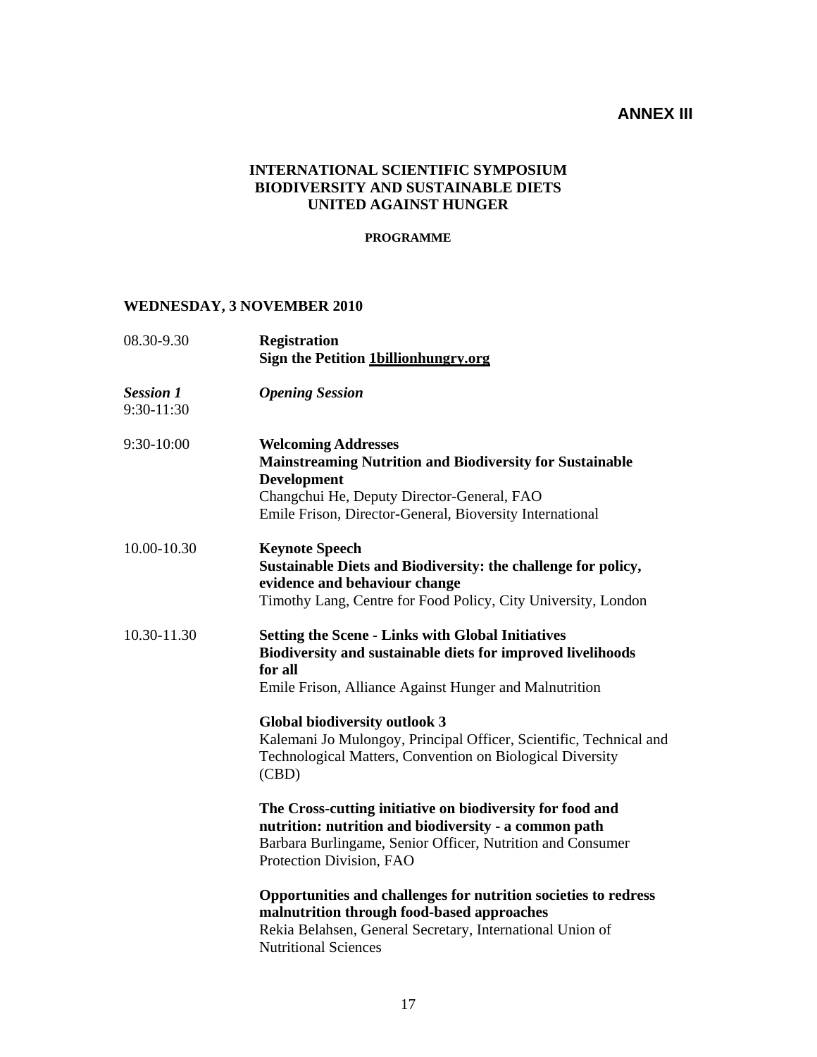**ANNEX III**

# INTERNATIONAL SCIENTIFIC SYMPOSIUM
# BIODIVERSITY AND SUSTAINABLE DIETS
# UNITED AGAINST HUNGER

**PROGRAMME**

## WEDNESDAY, 3 NOVEMBER 2010

| | |
|---|---|
| 08.30-9.30 | **Registration**<br>**Sign the Petition 1billionhungry.org** |
| ***Session 1***<br>9:30-11:30 | ***Opening Session*** |
| 9:30-10:00 | **Welcoming Addresses**<br>**Mainstreaming Nutrition and Biodiversity for Sustainable Development**<br>Changchui He, Deputy Director-General, FAO<br>Emile Frison, Director-General, Bioversity International |
| 10.00-10.30 | **Keynote Speech**<br>**Sustainable Diets and Biodiversity: the challenge for policy, evidence and behaviour change**<br>Timothy Lang, Centre for Food Policy, City University, London |
| 10.30-11.30 | **Setting the Scene - Links with Global Initiatives**<br>**Biodiversity and sustainable diets for improved livelihoods for all**<br>Emile Frison, Alliance Against Hunger and Malnutrition<br><br>**Global biodiversity outlook 3**<br>Kalemani Jo Mulongoy, Principal Officer, Scientific, Technical and Technological Matters, Convention on Biological Diversity (CBD)<br><br>**The Cross-cutting initiative on biodiversity for food and nutrition: nutrition and biodiversity - a common path**<br>Barbara Burlingame, Senior Officer, Nutrition and Consumer Protection Division, FAO<br><br>**Opportunities and challenges for nutrition societies to redress malnutrition through food-based approaches**<br>Rekia Belahsen, General Secretary, International Union of Nutritional Sciences |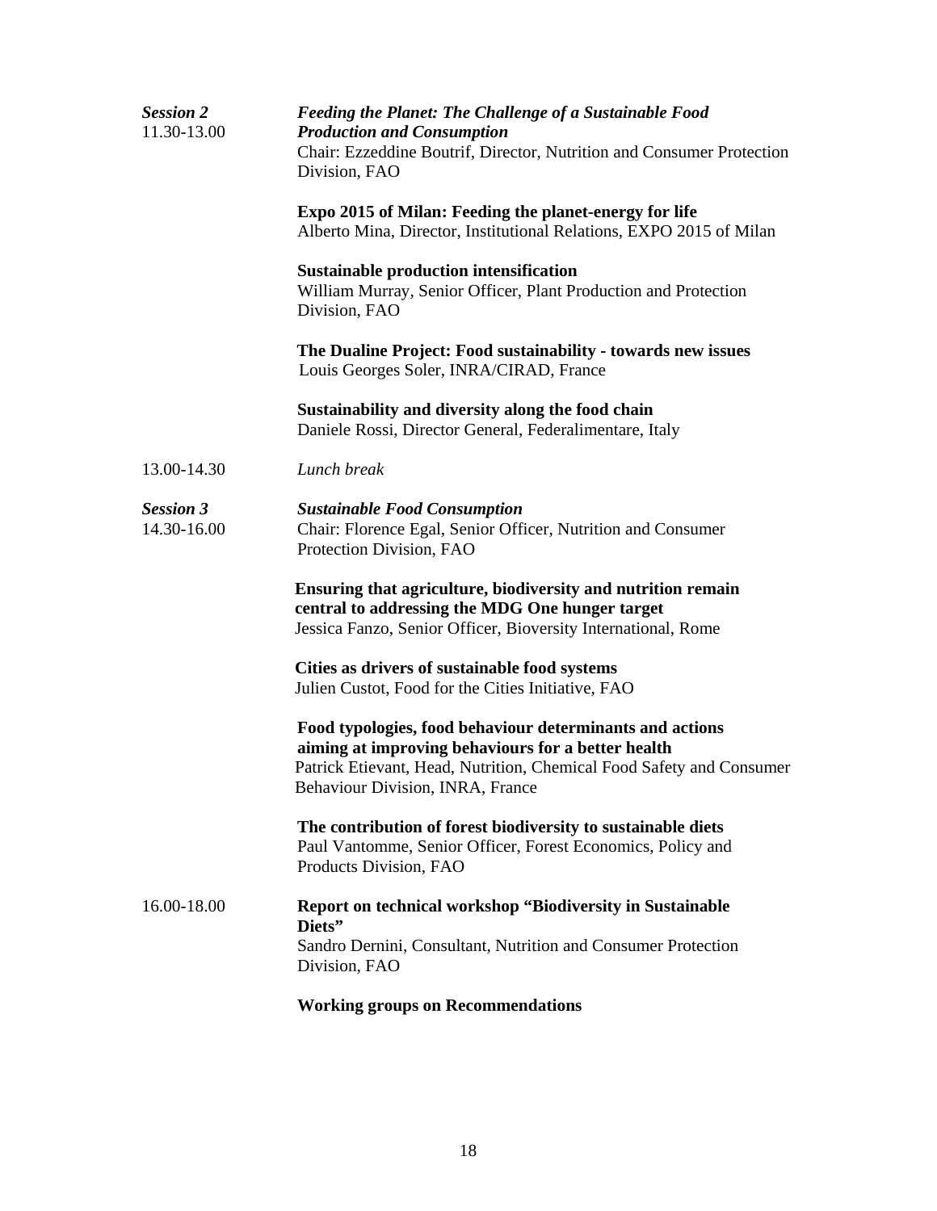***Session 2*** 11.30-13.00

***Feeding the Planet: The Challenge of a Sustainable Food Production and Consumption***

Chair: Ezzeddine Boutrif, Director, Nutrition and Consumer Protection Division, FAO

**Expo 2015 of Milan: Feeding the planet-energy for life**
Alberto Mina, Director, Institutional Relations, EXPO 2015 of Milan

**Sustainable production intensification**
William Murray, Senior Officer, Plant Production and Protection Division, FAO

**The Dualine Project: Food sustainability - towards new issues**
Louis Georges Soler, INRA/CIRAD, France

**Sustainability and diversity along the food chain**
Daniele Rossi, Director General, Federalimentare, Italy

13.00-14.30 *Lunch break*

***Session 3*** 14.30-16.00

***Sustainable Food Consumption***

Chair: Florence Egal, Senior Officer, Nutrition and Consumer Protection Division, FAO

**Ensuring that agriculture, biodiversity and nutrition remain central to addressing the MDG One hunger target**
Jessica Fanzo, Senior Officer, Bioversity International, Rome

**Cities as drivers of sustainable food systems**
Julien Custot, Food for the Cities Initiative, FAO

**Food typologies, food behaviour determinants and actions aiming at improving behaviours for a better health**
Patrick Etievant, Head, Nutrition, Chemical Food Safety and Consumer Behaviour Division, INRA, France

**The contribution of forest biodiversity to sustainable diets**
Paul Vantomme, Senior Officer, Forest Economics, Policy and Products Division, FAO

16.00-18.00

**Report on technical workshop "Biodiversity in Sustainable Diets"**
Sandro Dernini, Consultant, Nutrition and Consumer Protection Division, FAO

**Working groups on Recommendations**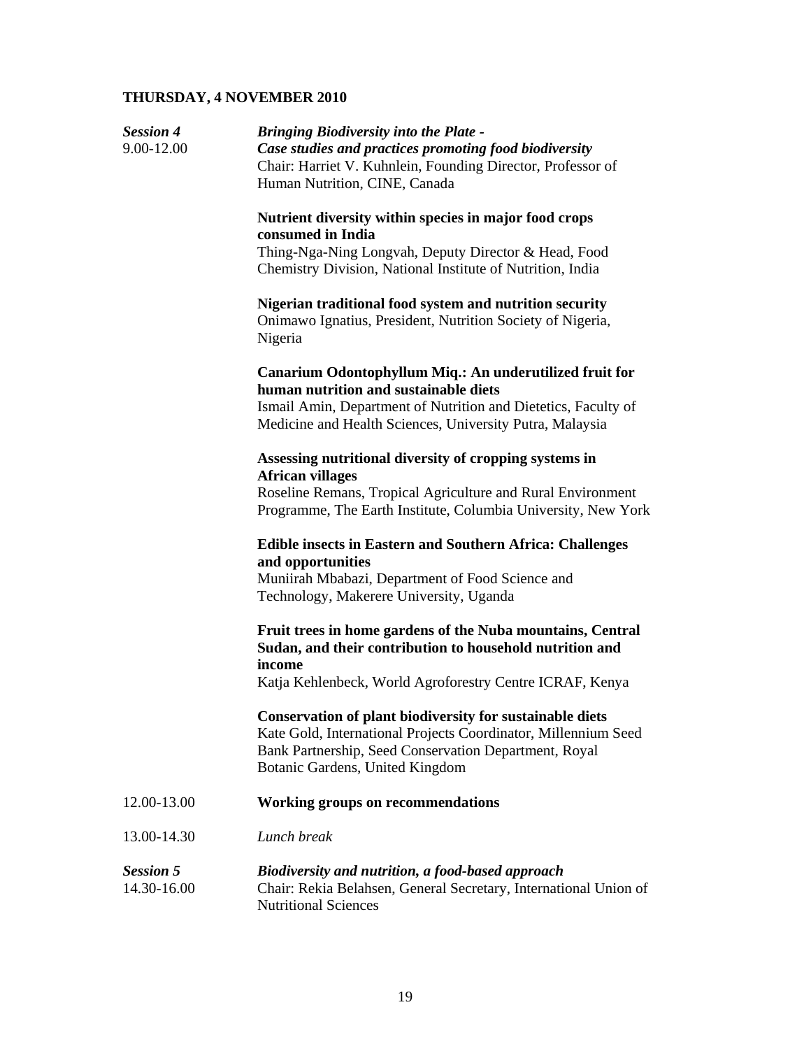**THURSDAY, 4 NOVEMBER 2010**

***Session 4*** ***Bringing Biodiversity into the Plate -***
9.00-12.00 ***Case studies and practices promoting food biodiversity***
Chair: Harriet V. Kuhnlein, Founding Director, Professor of Human Nutrition, CINE, Canada

**Nutrient diversity within species in major food crops consumed in India**
Thing-Nga-Ning Longvah, Deputy Director & Head, Food Chemistry Division, National Institute of Nutrition, India

**Nigerian traditional food system and nutrition security**
Onimawo Ignatius, President, Nutrition Society of Nigeria, Nigeria

**Canarium Odontophyllum Miq.: An underutilized fruit for human nutrition and sustainable diets**
Ismail Amin, Department of Nutrition and Dietetics, Faculty of Medicine and Health Sciences, University Putra, Malaysia

**Assessing nutritional diversity of cropping systems in African villages**
Roseline Remans, Tropical Agriculture and Rural Environment Programme, The Earth Institute, Columbia University, New York

**Edible insects in Eastern and Southern Africa: Challenges and opportunities**
Muniirah Mbabazi, Department of Food Science and Technology, Makerere University, Uganda

**Fruit trees in home gardens of the Nuba mountains, Central Sudan, and their contribution to household nutrition and income**
Katja Kehlenbeck, World Agroforestry Centre ICRAF, Kenya

**Conservation of plant biodiversity for sustainable diets**
Kate Gold, International Projects Coordinator, Millennium Seed Bank Partnership, Seed Conservation Department, Royal Botanic Gardens, United Kingdom

12.00-13.00 **Working groups on recommendations**

13.00-14.30 *Lunch break*

***Session 5*** ***Biodiversity and nutrition, a food-based approach***
14.30-16.00 Chair: Rekia Belahsen, General Secretary, International Union of Nutritional Sciences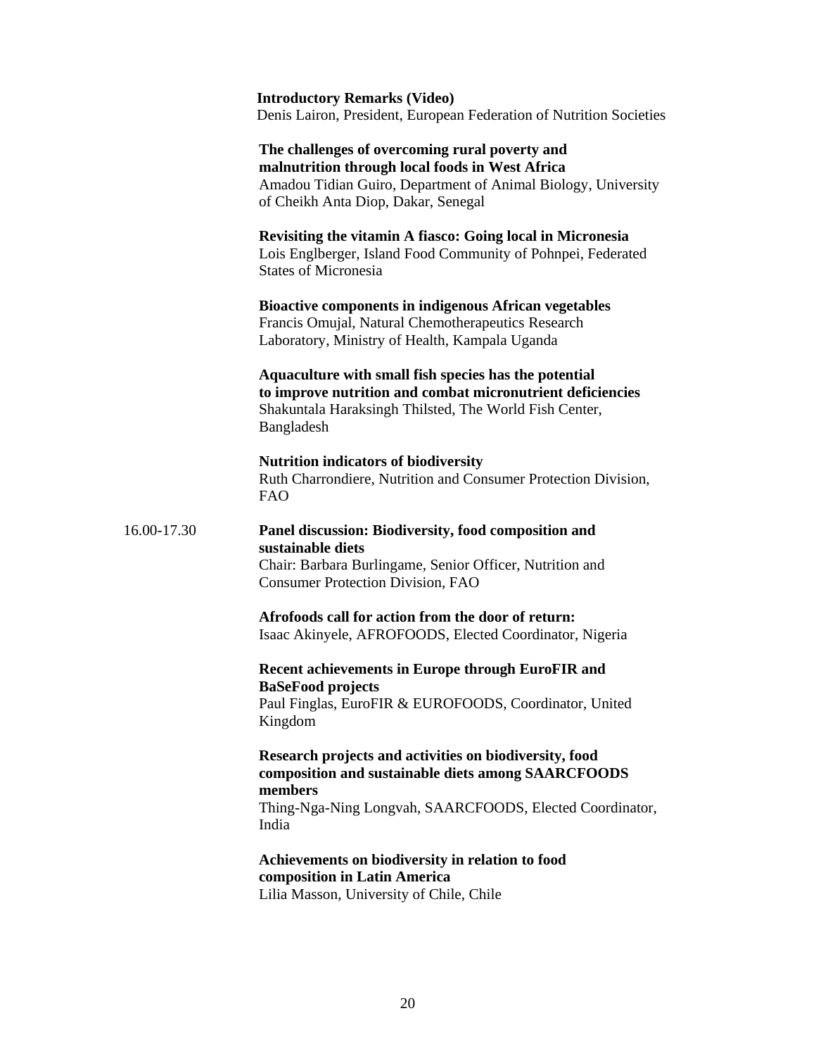**Introductory Remarks (Video)**
Denis Lairon, President, European Federation of Nutrition Societies

**The challenges of overcoming rural poverty and malnutrition through local foods in West Africa**
Amadou Tidian Guiro, Department of Animal Biology, University of Cheikh Anta Diop, Dakar, Senegal

**Revisiting the vitamin A fiasco: Going local in Micronesia**
Lois Englberger, Island Food Community of Pohnpei, Federated States of Micronesia

**Bioactive components in indigenous African vegetables**
Francis Omujal, Natural Chemotherapeutics Research Laboratory, Ministry of Health, Kampala Uganda

**Aquaculture with small fish species has the potential to improve nutrition and combat micronutrient deficiencies**
Shakuntala Haraksingh Thilsted, The World Fish Center, Bangladesh

**Nutrition indicators of biodiversity**
Ruth Charrondiere, Nutrition and Consumer Protection Division, FAO

16.00-17.30 **Panel discussion: Biodiversity, food composition and sustainable diets**
Chair: Barbara Burlingame, Senior Officer, Nutrition and Consumer Protection Division, FAO

**Afrofoods call for action from the door of return:**
Isaac Akinyele, AFROFOODS, Elected Coordinator, Nigeria

**Recent achievements in Europe through EuroFIR and BaSeFood projects**
Paul Finglas, EuroFIR & EUROFOODS, Coordinator, United Kingdom

**Research projects and activities on biodiversity, food composition and sustainable diets among SAARCFOODS members**
Thing-Nga-Ning Longvah, SAARCFOODS, Elected Coordinator, India

**Achievements on biodiversity in relation to food composition in Latin America**
Lilia Masson, University of Chile, Chile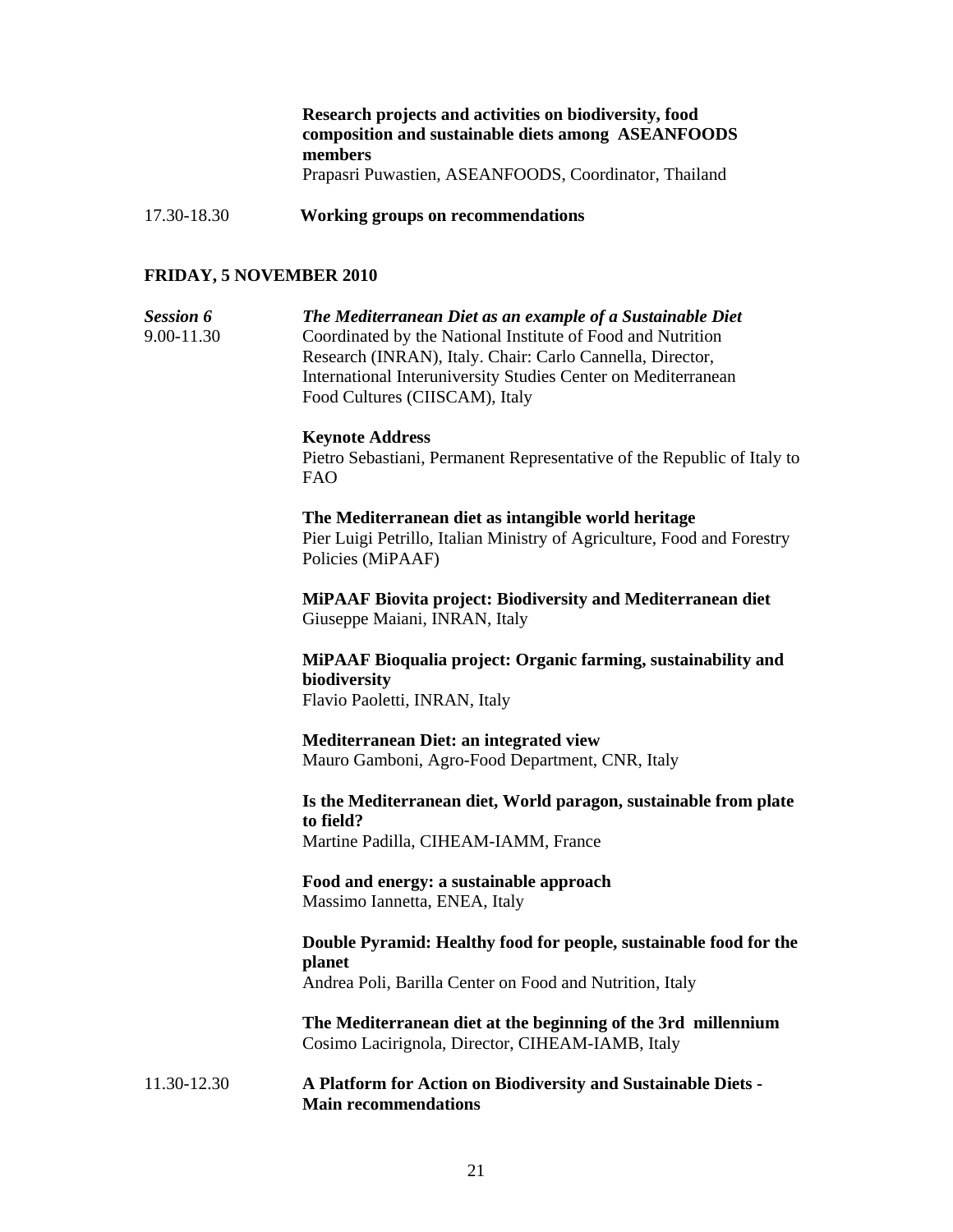**Research projects and activities on biodiversity, food composition and sustainable diets among ASEANFOODS members**
Prapasri Puwastien, ASEANFOODS, Coordinator, Thailand

17.30-18.30 **Working groups on recommendations**

## FRIDAY, 5 NOVEMBER 2010

***Session 6*** ***The Mediterranean Diet as an example of a Sustainable Diet***
9.00-11.30 Coordinated by the National Institute of Food and Nutrition Research (INRAN), Italy. Chair: Carlo Cannella, Director, International Interuniversity Studies Center on Mediterranean Food Cultures (CIISCAM), Italy

**Keynote Address**
Pietro Sebastiani, Permanent Representative of the Republic of Italy to FAO

**The Mediterranean diet as intangible world heritage**
Pier Luigi Petrillo, Italian Ministry of Agriculture, Food and Forestry Policies (MiPAAF)

**MiPAAF Biovita project: Biodiversity and Mediterranean diet**
Giuseppe Maiani, INRAN, Italy

**MiPAAF Bioqualia project: Organic farming, sustainability and biodiversity**
Flavio Paoletti, INRAN, Italy

**Mediterranean Diet: an integrated view**
Mauro Gamboni, Agro-Food Department, CNR, Italy

**Is the Mediterranean diet, World paragon, sustainable from plate to field?**
Martine Padilla, CIHEAM-IAMM, France

**Food and energy: a sustainable approach**
Massimo Iannetta, ENEA, Italy

**Double Pyramid: Healthy food for people, sustainable food for the planet**
Andrea Poli, Barilla Center on Food and Nutrition, Italy

**The Mediterranean diet at the beginning of the 3rd millennium**
Cosimo Lacirignola, Director, CIHEAM-IAMB, Italy

11.30-12.30 **A Platform for Action on Biodiversity and Sustainable Diets - Main recommendations**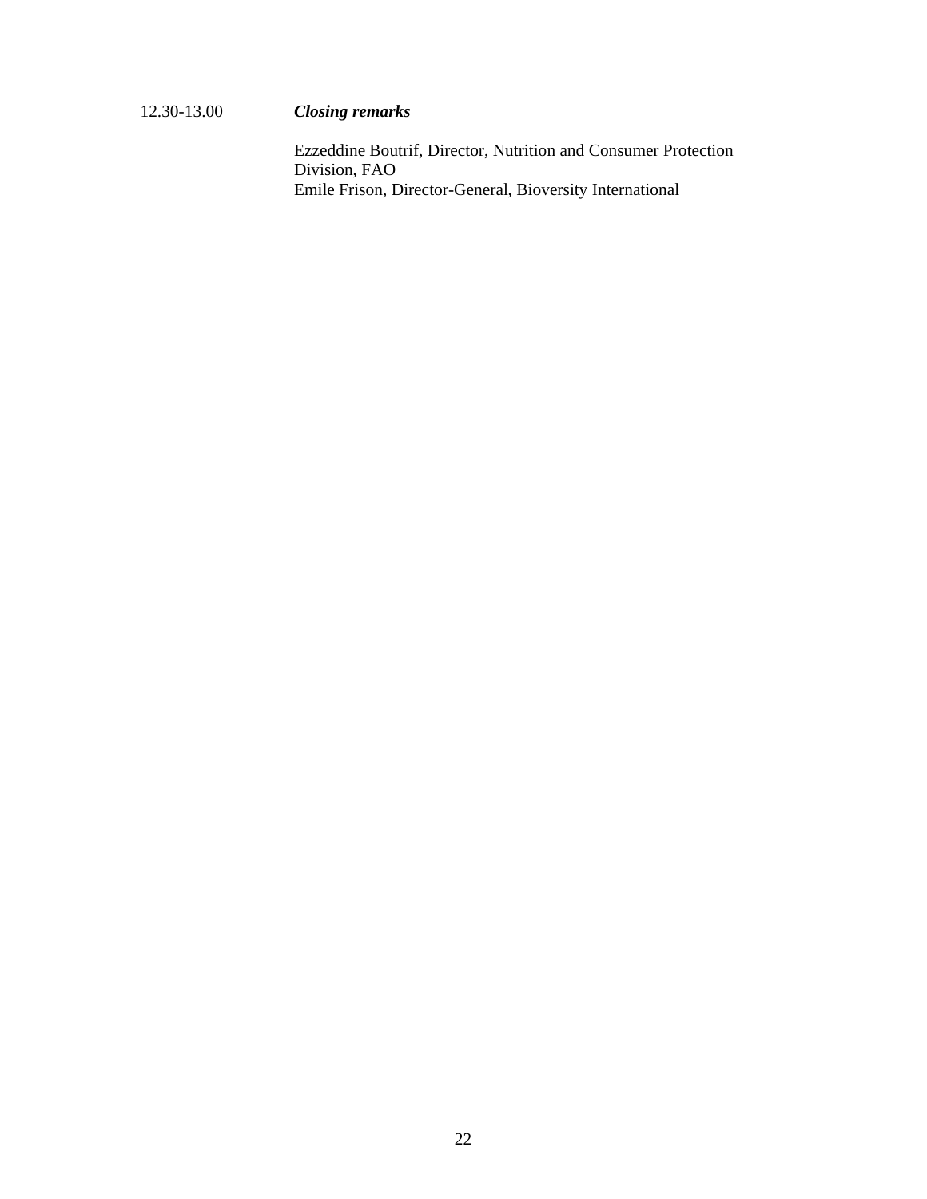12.30-13.00 ***Closing remarks***

Ezzeddine Boutrif, Director, Nutrition and Consumer Protection Division, FAO
Emile Frison, Director-General, Bioversity International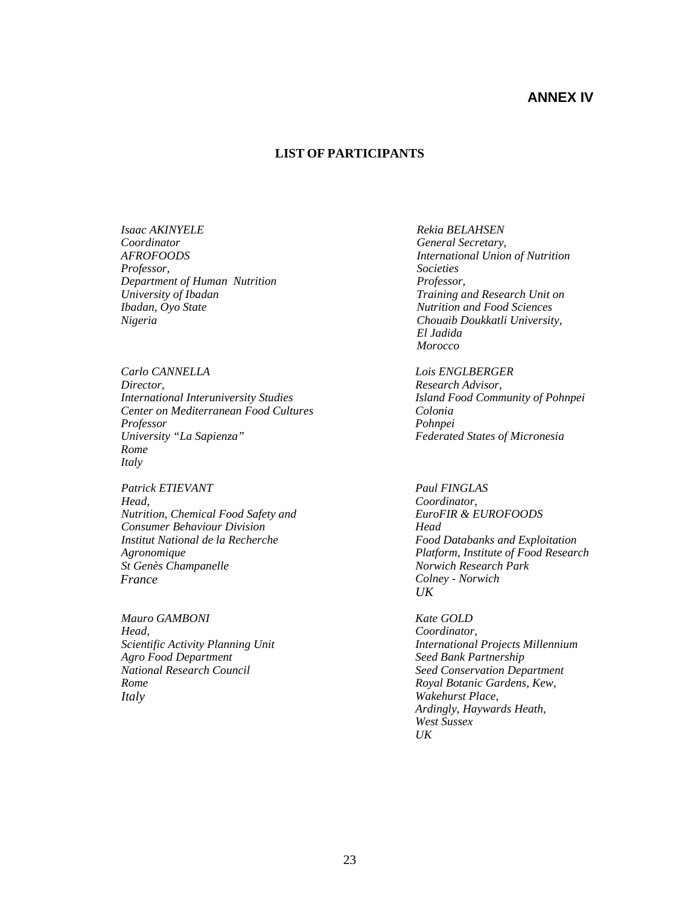# ANNEX IV

## LIST OF PARTICIPANTS

*Isaac AKINYELE*
*Coordinator*
*AFROFOODS*
*Professor,*
*Department of Human Nutrition*
*University of Ibadan*
*Ibadan, Oyo State*
*Nigeria*

*Rekia BELAHSEN*
*General Secretary,*
*International Union of Nutrition Societies*
*Professor,*
*Training and Research Unit on Nutrition and Food Sciences*
*Chouaib Doukkatli University,*
*El Jadida*
*Morocco*

*Carlo CANNELLA*
*Director,*
*International Interuniversity Studies Center on Mediterranean Food Cultures*
*Professor*
*University "La Sapienza"*
*Rome*
*Italy*

*Lois ENGLBERGER*
*Research Advisor,*
*Island Food Community of Pohnpei*
*Colonia*
*Pohnpei*
*Federated States of Micronesia*

*Patrick ETIEVANT*
*Head,*
*Nutrition, Chemical Food Safety and Consumer Behaviour Division*
*Institut National de la Recherche Agronomique*
*St Genès Champanelle*
*France*

*Paul FINGLAS*
*Coordinator,*
*EuroFIR & EUROFOODS*
*Head*
*Food Databanks and Exploitation Platform, Institute of Food Research*
*Norwich Research Park*
*Colney - Norwich*
*UK*

*Mauro GAMBONI*
*Head,*
*Scientific Activity Planning Unit*
*Agro Food Department*
*National Research Council*
*Rome*
*Italy*

*Kate GOLD*
*Coordinator,*
*International Projects Millennium Seed Bank Partnership*
*Seed Conservation Department*
*Royal Botanic Gardens, Kew,*
*Wakehurst Place,*
*Ardingly, Haywards Heath,*
*West Sussex*
*UK*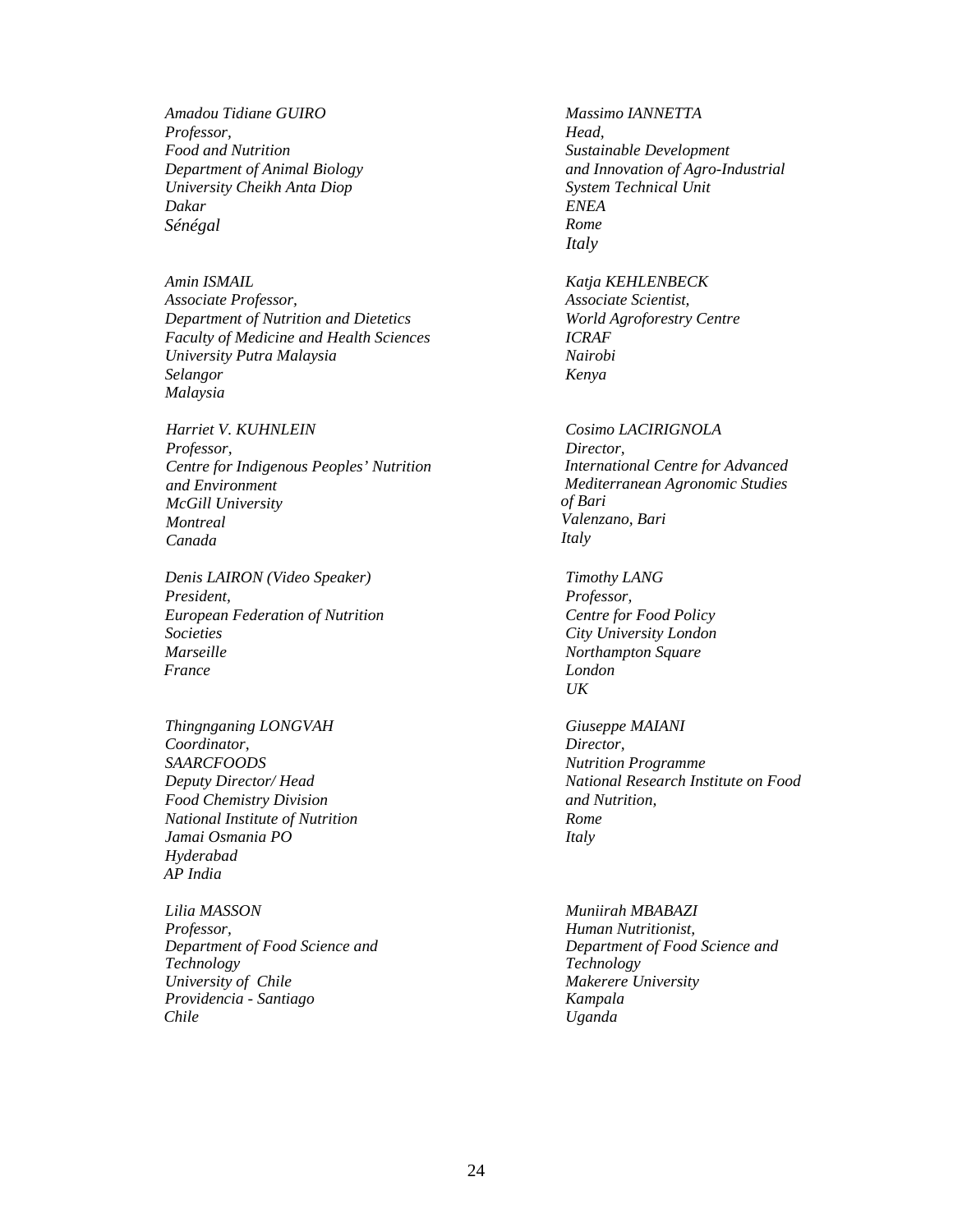*Amadou Tidiane GUIRO*
*Professor,*
*Food and Nutrition*
*Department of Animal Biology*
*University Cheikh Anta Diop*
*Dakar*
*Sénégal*

*Massimo IANNETTA*
*Head,*
*Sustainable Development*
*and Innovation of Agro-Industrial*
*System Technical Unit*
*ENEA*
*Rome*
*Italy*

*Amin ISMAIL*
*Associate Professor,*
*Department of Nutrition and Dietetics*
*Faculty of Medicine and Health Sciences*
*University Putra Malaysia*
*Selangor*
*Malaysia*

*Katja KEHLENBECK*
*Associate Scientist,*
*World Agroforestry Centre*
*ICRAF*
*Nairobi*
*Kenya*

*Harriet V. KUHNLEIN*
*Professor,*
*Centre for Indigenous Peoples' Nutrition*
*and Environment*
*McGill University*
*Montreal*
*Canada*

*Cosimo LACIRIGNOLA*
*Director,*
*International Centre for Advanced*
*Mediterranean Agronomic Studies*
*of Bari*
*Valenzano, Bari*
*Italy*

*Denis LAIRON (Video Speaker)*
*President,*
*European Federation of Nutrition*
*Societies*
*Marseille*
*France*

*Timothy LANG*
*Professor,*
*Centre for Food Policy*
*City University London*
*Northampton Square*
*London*
*UK*

*Thingnganing LONGVAH*
*Coordinator,*
*SAARCFOODS*
*Deputy Director/ Head*
*Food Chemistry Division*
*National Institute of Nutrition*
*Jamai Osmania PO*
*Hyderabad*
*AP India*

*Giuseppe MAIANI*
*Director,*
*Nutrition Programme*
*National Research Institute on Food*
*and Nutrition,*
*Rome*
*Italy*

*Lilia MASSON*
*Professor,*
*Department of Food Science and*
*Technology*
*University of Chile*
*Providencia - Santiago*
*Chile*

*Muniirah MBABAZI*
*Human Nutritionist,*
*Department of Food Science and*
*Technology*
*Makerere University*
*Kampala*
*Uganda*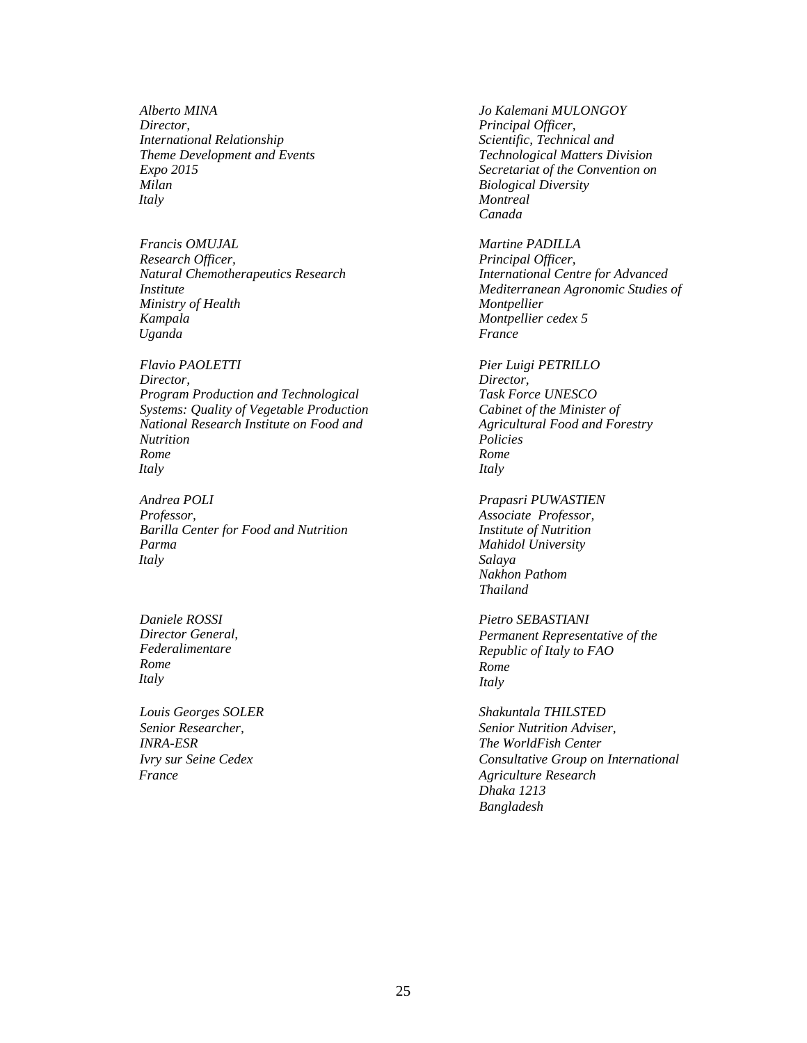*Alberto MINA*
*Director,*
*International Relationship*
*Theme Development and Events*
*Expo 2015*
*Milan*
*Italy*

*Jo Kalemani MULONGOY*
*Principal Officer,*
*Scientific, Technical and*
*Technological Matters Division*
*Secretariat of the Convention on*
*Biological Diversity*
*Montreal*
*Canada*

*Francis OMUJAL*
*Research Officer,*
*Natural Chemotherapeutics Research*
*Institute*
*Ministry of Health*
*Kampala*
*Uganda*

*Martine PADILLA*
*Principal Officer,*
*International Centre for Advanced*
*Mediterranean Agronomic Studies of*
*Montpellier*
*Montpellier cedex 5*
*France*

*Flavio PAOLETTI*
*Director,*
*Program Production and Technological*
*Systems: Quality of Vegetable Production*
*National Research Institute on Food and*
*Nutrition*
*Rome*
*Italy*

*Pier Luigi PETRILLO*
*Director,*
*Task Force UNESCO*
*Cabinet of the Minister of*
*Agricultural Food and Forestry*
*Policies*
*Rome*
*Italy*

*Andrea POLI*
*Professor,*
*Barilla Center for Food and Nutrition*
*Parma*
*Italy*

*Prapasri PUWASTIEN*
*Associate Professor,*
*Institute of Nutrition*
*Mahidol University*
*Salaya*
*Nakhon Pathom*
*Thailand*

*Daniele ROSSI*
*Director General,*
*Federalimentare*
*Rome*
*Italy*

*Pietro SEBASTIANI*
*Permanent Representative of the*
*Republic of Italy to FAO*
*Rome*
*Italy*

*Louis Georges SOLER*
*Senior Researcher,*
*INRA-ESR*
*Ivry sur Seine Cedex*
*France*

*Shakuntala THILSTED*
*Senior Nutrition Adviser,*
*The WorldFish Center*
*Consultative Group on International*
*Agriculture Research*
*Dhaka 1213*
*Bangladesh*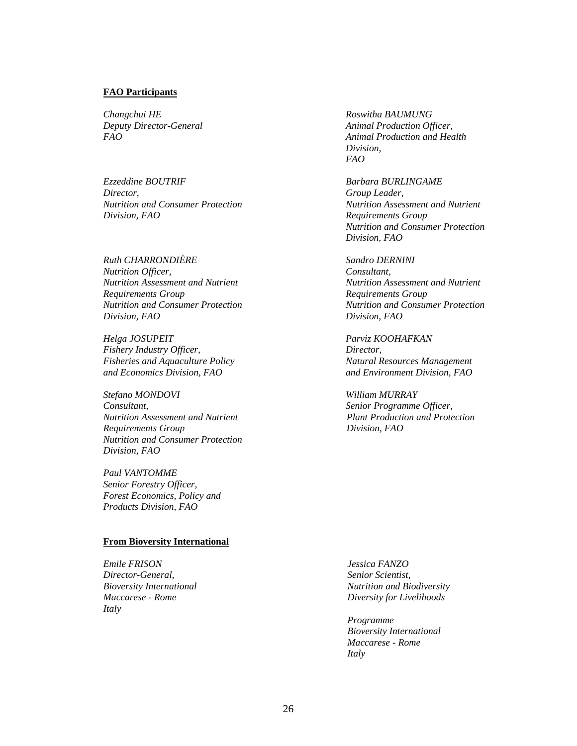**FAO Participants**

*Changchui HE*
*Deputy Director-General*
*FAO*

*Roswitha BAUMUNG*
*Animal Production Officer,*
*Animal Production and Health Division,*
*FAO*

*Ezzeddine BOUTRIF*
*Director,*
*Nutrition and Consumer Protection Division, FAO*

*Barbara BURLINGAME*
*Group Leader,*
*Nutrition Assessment and Nutrient Requirements Group*
*Nutrition and Consumer Protection Division, FAO*

*Ruth CHARRONDIÈRE*
*Nutrition Officer,*
*Nutrition Assessment and Nutrient Requirements Group*
*Nutrition and Consumer Protection Division, FAO*

*Sandro DERNINI*
*Consultant,*
*Nutrition Assessment and Nutrient Requirements Group*
*Nutrition and Consumer Protection Division, FAO*

*Helga JOSUPEIT*
*Fishery Industry Officer,*
*Fisheries and Aquaculture Policy and Economics Division, FAO*

*Parviz KOOHAFKAN*
*Director,*
*Natural Resources Management and Environment Division, FAO*

*Stefano MONDOVI*
*Consultant,*
*Nutrition Assessment and Nutrient Requirements Group*
*Nutrition and Consumer Protection Division, FAO*

*William MURRAY*
*Senior Programme Officer,*
*Plant Production and Protection Division, FAO*

*Paul VANTOMME*
*Senior Forestry Officer,*
*Forest Economics, Policy and Products Division, FAO*

**From Bioversity International**

*Emile FRISON*
*Director-General,*
*Bioversity International*
*Maccarese - Rome*
*Italy*

*Jessica FANZO*
*Senior Scientist,*
*Nutrition and Biodiversity*
*Diversity for Livelihoods*

*Programme*
*Bioversity International*
*Maccarese - Rome*
*Italy*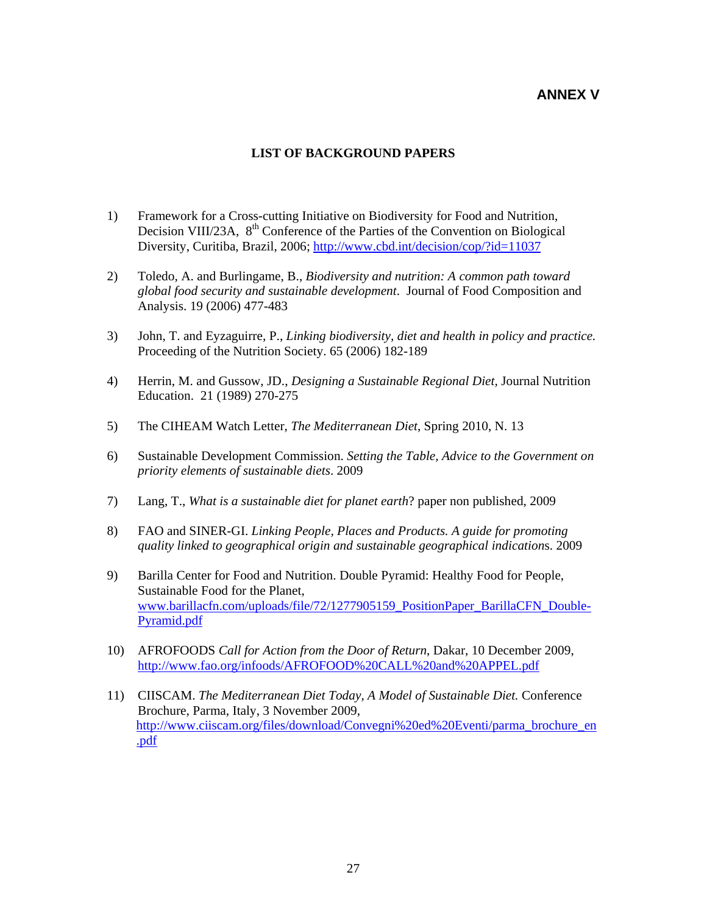## ANNEX V

### LIST OF BACKGROUND PAPERS

1) Framework for a Cross-cutting Initiative on Biodiversity for Food and Nutrition, Decision VIII/23A, 8th Conference of the Parties of the Convention on Biological Diversity, Curitiba, Brazil, 2006; http://www.cbd.int/decision/cop/?id=11037

2) Toledo, A. and Burlingame, B., *Biodiversity and nutrition: A common path toward global food security and sustainable development*. Journal of Food Composition and Analysis. 19 (2006) 477-483

3) John, T. and Eyzaguirre, P., *Linking biodiversity, diet and health in policy and practice.* Proceeding of the Nutrition Society. 65 (2006) 182-189

4) Herrin, M. and Gussow, JD., *Designing a Sustainable Regional Diet*, Journal Nutrition Education. 21 (1989) 270-275

5) The CIHEAM Watch Letter, *The Mediterranean Diet*, Spring 2010, N. 13

6) Sustainable Development Commission. *Setting the Table, Advice to the Government on priority elements of sustainable diets*. 2009

7) Lang, T., *What is a sustainable diet for planet earth*? paper non published, 2009

8) FAO and SINER-GI. *Linking People, Places and Products. A guide for promoting quality linked to geographical origin and sustainable geographical indication*s. 2009

9) Barilla Center for Food and Nutrition. Double Pyramid: Healthy Food for People, Sustainable Food for the Planet, www.barillacfn.com/uploads/file/72/1277905159_PositionPaper_BarillaCFN_Double-Pyramid.pdf

10) AFROFOODS *Call for Action from the Door of Return*, Dakar, 10 December 2009, http://www.fao.org/infoods/AFROFOOD%20CALL%20and%20APPEL.pdf

11) CIISCAM. *The Mediterranean Diet Today, A Model of Sustainable Diet.* Conference Brochure, Parma, Italy, 3 November 2009, http://www.ciiscam.org/files/download/Convegni%20ed%20Eventi/parma_brochure_en.pdf